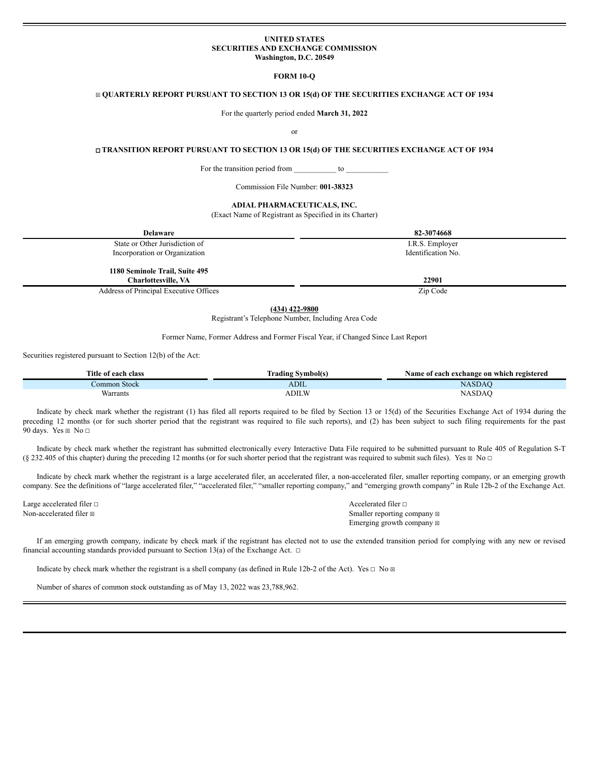**UNITED STATES**
**SECURITIES AND EXCHANGE COMMISSION**
**Washington, D.C. 20549**

**FORM 10-Q**

☒ **QUARTERLY REPORT PURSUANT TO SECTION 13 OR 15(d) OF THE SECURITIES EXCHANGE ACT OF 1934**

For the quarterly period ended **March 31, 2022**

or

☐ **TRANSITION REPORT PURSUANT TO SECTION 13 OR 15(d) OF THE SECURITIES EXCHANGE ACT OF 1934**

For the transition period from __________ to __________

Commission File Number: **001-38323**

**ADIAL PHARMACEUTICALS, INC.**
(Exact Name of Registrant as Specified in its Charter)

| **Delaware** | **82-3074668** |
|---|---|
| State or Other Jurisdiction of Incorporation or Organization | I.R.S. Employer Identification No. |
| **1180 Seminole Trail, Suite 495 Charlottesville, VA** | **22901** |
| Address of Principal Executive Offices | Zip Code |

**(434) 422-9800**
Registrant's Telephone Number, Including Area Code

Former Name, Former Address and Former Fiscal Year, if Changed Since Last Report

Securities registered pursuant to Section 12(b) of the Act:

| Title of each class | Trading Symbol(s) | Name of each exchange on which registered |
|---|---|---|
| Common Stock | ADIL | NASDAQ |
| Warrants | ADILW | NASDAQ |

Indicate by check mark whether the registrant (1) has filed all reports required to be filed by Section 13 or 15(d) of the Securities Exchange Act of 1934 during the preceding 12 months (or for such shorter period that the registrant was required to file such reports), and (2) has been subject to such filing requirements for the past 90 days. Yes ☒ No ☐

Indicate by check mark whether the registrant has submitted electronically every Interactive Data File required to be submitted pursuant to Rule 405 of Regulation S-T (§ 232.405 of this chapter) during the preceding 12 months (or for such shorter period that the registrant was required to submit such files). Yes ☒ No ☐

Indicate by check mark whether the registrant is a large accelerated filer, an accelerated filer, a non-accelerated filer, smaller reporting company, or an emerging growth company. See the definitions of "large accelerated filer," "accelerated filer," "smaller reporting company," and "emerging growth company" in Rule 12b-2 of the Exchange Act.

| | |
|---|---|
| Large accelerated filer ☐ | Accelerated filer ☐ |
| Non-accelerated filer ☒ | Smaller reporting company ☒ |
| | Emerging growth company ☒ |

If an emerging growth company, indicate by check mark if the registrant has elected not to use the extended transition period for complying with any new or revised financial accounting standards provided pursuant to Section 13(a) of the Exchange Act. ☐

Indicate by check mark whether the registrant is a shell company (as defined in Rule 12b-2 of the Act). Yes ☐ No ☒

Number of shares of common stock outstanding as of May 13, 2022 was 23,788,962.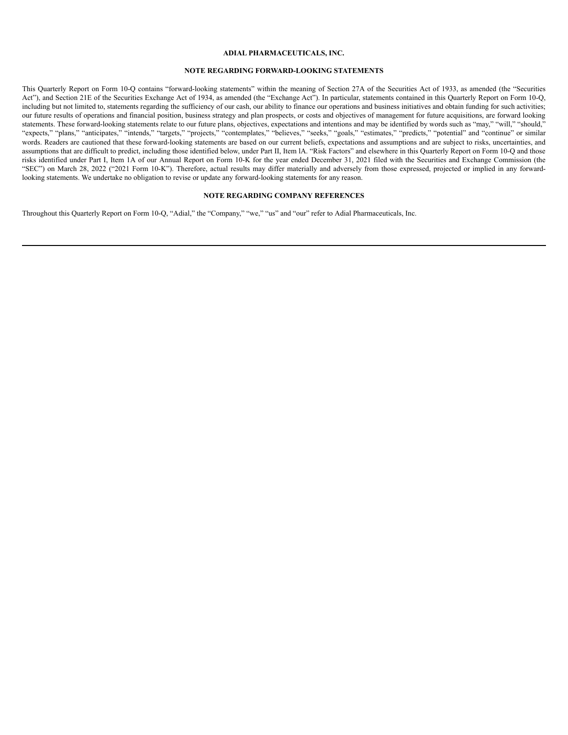**ADIAL PHARMACEUTICALS, INC.**

**NOTE REGARDING FORWARD-LOOKING STATEMENTS**

This Quarterly Report on Form 10-Q contains "forward-looking statements" within the meaning of Section 27A of the Securities Act of 1933, as amended (the "Securities Act"), and Section 21E of the Securities Exchange Act of 1934, as amended (the "Exchange Act"). In particular, statements contained in this Quarterly Report on Form 10-Q, including but not limited to, statements regarding the sufficiency of our cash, our ability to finance our operations and business initiatives and obtain funding for such activities; our future results of operations and financial position, business strategy and plan prospects, or costs and objectives of management for future acquisitions, are forward looking statements. These forward-looking statements relate to our future plans, objectives, expectations and intentions and may be identified by words such as "may," "will," "should," "expects," "plans," "anticipates," "intends," "targets," "projects," "contemplates," "believes," "seeks," "goals," "estimates," "predicts," "potential" and "continue" or similar words. Readers are cautioned that these forward-looking statements are based on our current beliefs, expectations and assumptions and are subject to risks, uncertainties, and assumptions that are difficult to predict, including those identified below, under Part II, Item lA. "Risk Factors" and elsewhere in this Quarterly Report on Form 10-Q and those risks identified under Part I, Item 1A of our Annual Report on Form 10-K for the year ended December 31, 2021 filed with the Securities and Exchange Commission (the "SEC") on March 28, 2022 ("2021 Form 10-K"). Therefore, actual results may differ materially and adversely from those expressed, projected or implied in any forward-looking statements. We undertake no obligation to revise or update any forward-looking statements for any reason.

**NOTE REGARDING COMPANY REFERENCES**

Throughout this Quarterly Report on Form 10-Q, "Adial," the "Company," "we," "us" and "our" refer to Adial Pharmaceuticals, Inc.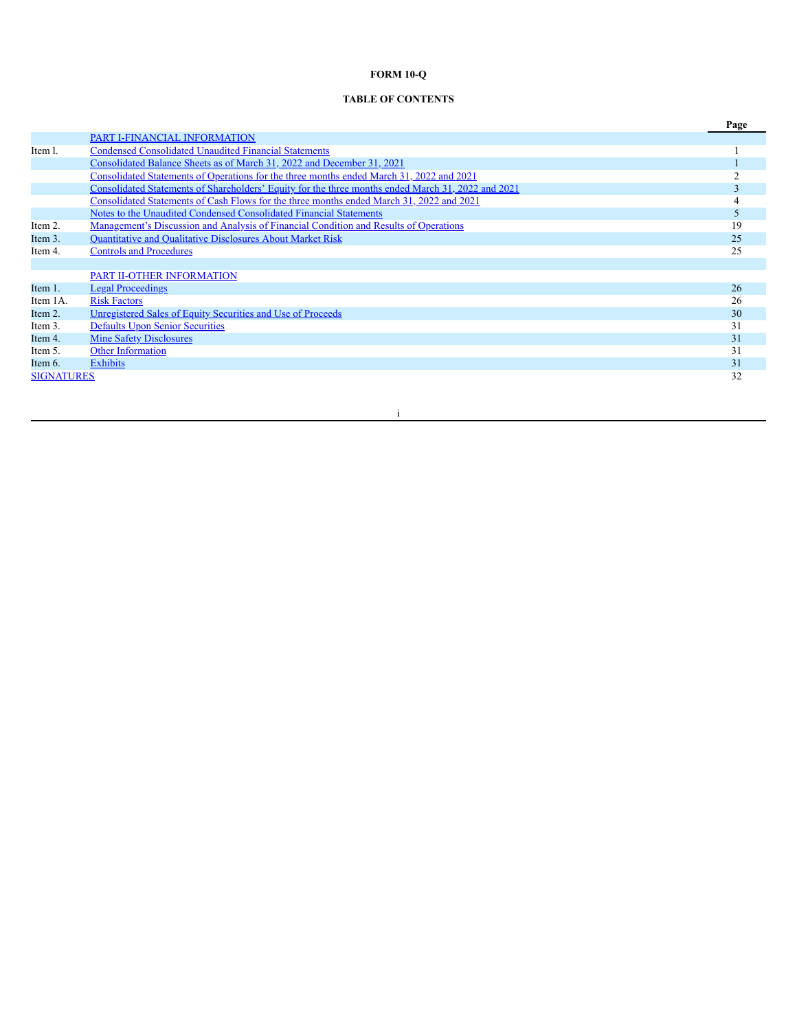**FORM 10-Q**

**TABLE OF CONTENTS**

| | | Page |
|---|---|---|
| | PART I-FINANCIAL INFORMATION | |
| Item l. | Condensed Consolidated Unaudited Financial Statements | 1 |
| | Consolidated Balance Sheets as of March 31, 2022 and December 31, 2021 | 1 |
| | Consolidated Statements of Operations for the three months ended March 31, 2022 and 2021 | 2 |
| | Consolidated Statements of Shareholders' Equity for the three months ended March 31, 2022 and 2021 | 3 |
| | Consolidated Statements of Cash Flows for the three months ended March 31, 2022 and 2021 | 4 |
| | Notes to the Unaudited Condensed Consolidated Financial Statements | 5 |
| Item 2. | Management's Discussion and Analysis of Financial Condition and Results of Operations | 19 |
| Item 3. | Quantitative and Qualitative Disclosures About Market Risk | 25 |
| Item 4. | Controls and Procedures | 25 |
| | | |
| | PART II-OTHER INFORMATION | |
| Item 1. | Legal Proceedings | 26 |
| Item 1A. | Risk Factors | 26 |
| Item 2. | Unregistered Sales of Equity Securities and Use of Proceeds | 30 |
| Item 3. | Defaults Upon Senior Securities | 31 |
| Item 4. | Mine Safety Disclosures | 31 |
| Item 5. | Other Information | 31 |
| Item 6. | Exhibits | 31 |
| SIGNATURES | | 32 |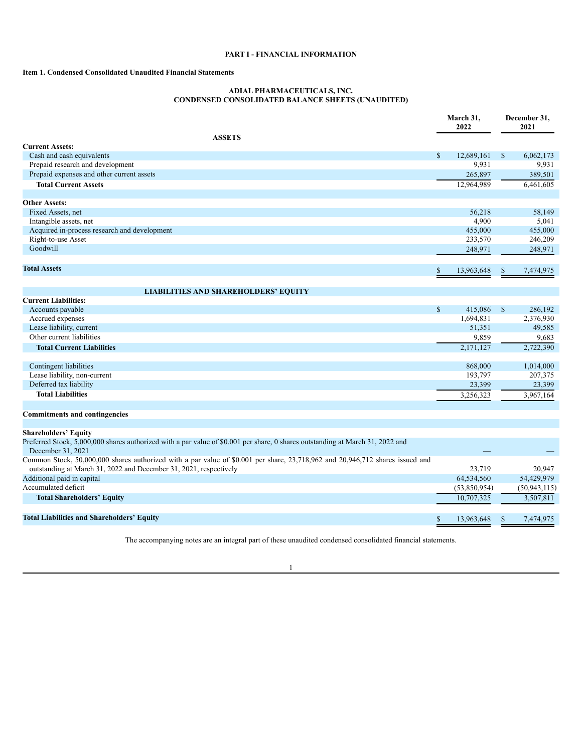# PART I - FINANCIAL INFORMATION

## Item 1. Condensed Consolidated Unaudited Financial Statements

### ADIAL PHARMACEUTICALS, INC.
### CONDENSED CONSOLIDATED BALANCE SHEETS (UNAUDITED)

| | March 31, 2022 | December 31, 2021 |
|---|---|---|
| **ASSETS** | | |
| **Current Assets:** | | |
| Cash and cash equivalents | $ 12,689,161 | $ 6,062,173 |
| Prepaid research and development | 9,931 | 9,931 |
| Prepaid expenses and other current assets | 265,897 | 389,501 |
| **Total Current Assets** | 12,964,989 | 6,461,605 |
| | | |
| **Other Assets:** | | |
| Fixed Assets, net | 56,218 | 58,149 |
| Intangible assets, net | 4,900 | 5,041 |
| Acquired in-process research and development | 455,000 | 455,000 |
| Right-to-use Asset | 233,570 | 246,209 |
| Goodwill | 248,971 | 248,971 |
| | | |
| **Total Assets** | $ 13,963,648 | $ 7,474,975 |
| | | |
| **LIABILITIES AND SHAREHOLDERS' EQUITY** | | |
| **Current Liabilities:** | | |
| Accounts payable | $ 415,086 | $ 286,192 |
| Accrued expenses | 1,694,831 | 2,376,930 |
| Lease liability, current | 51,351 | 49,585 |
| Other current liabilities | 9,859 | 9,683 |
| **Total Current Liabilities** | 2,171,127 | 2,722,390 |
| | | |
| Contingent liabilities | 868,000 | 1,014,000 |
| Lease liability, non-current | 193,797 | 207,375 |
| Deferred tax liability | 23,399 | 23,399 |
| **Total Liabilities** | 3,256,323 | 3,967,164 |
| | | |
| **Commitments and contingencies** | | |
| | | |
| **Shareholders' Equity** | | |
| Preferred Stock, 5,000,000 shares authorized with a par value of $0.001 per share, 0 shares outstanding at March 31, 2022 and December 31, 2021 | — | — |
| Common Stock, 50,000,000 shares authorized with a par value of $0.001 per share, 23,718,962 and 20,946,712 shares issued and outstanding at March 31, 2022 and December 31, 2021, respectively | 23,719 | 20,947 |
| Additional paid in capital | 64,534,560 | 54,429,979 |
| Accumulated deficit | (53,850,954) | (50,943,115) |
| **Total Shareholders' Equity** | 10,707,325 | 3,507,811 |
| | | |
| **Total Liabilities and Shareholders' Equity** | $ 13,963,648 | $ 7,474,975 |

The accompanying notes are an integral part of these unaudited condensed consolidated financial statements.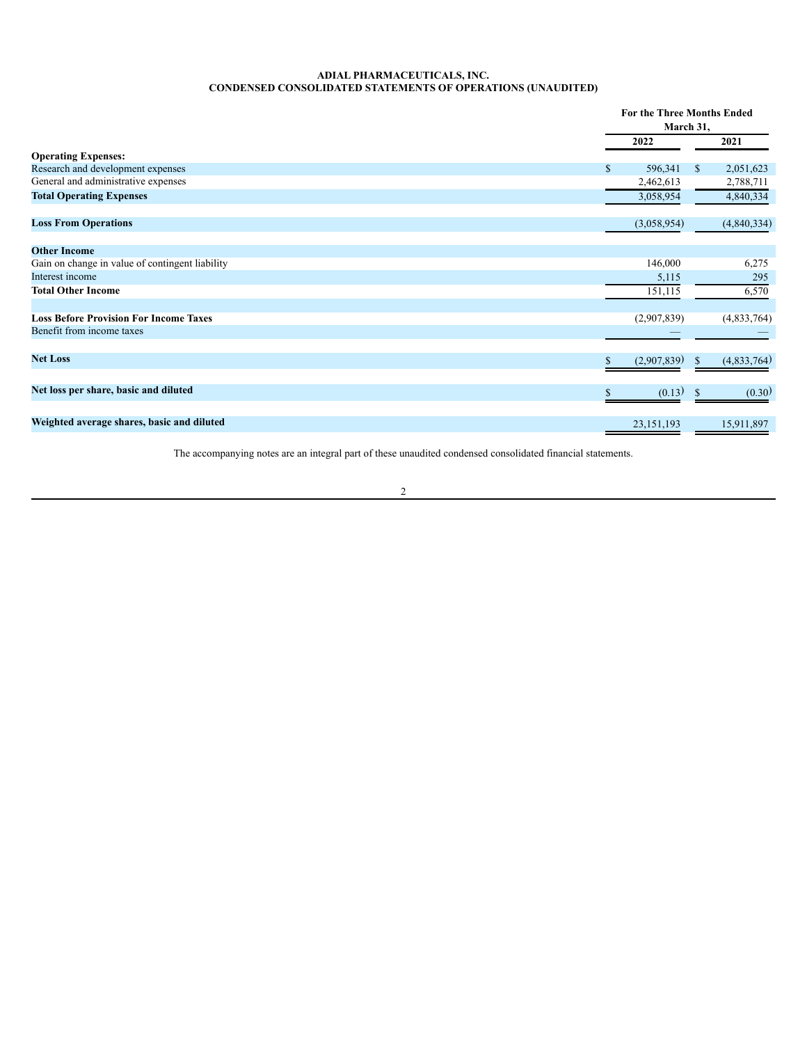**ADIAL PHARMACEUTICALS, INC.**
**CONDENSED CONSOLIDATED STATEMENTS OF OPERATIONS (UNAUDITED)**

| | For the Three Months Ended March 31, | |
|---|---|---|
| | 2022 | 2021 |
| **Operating Expenses:** | | |
| Research and development expenses | $ 596,341 | $ 2,051,623 |
| General and administrative expenses | 2,462,613 | 2,788,711 |
| **Total Operating Expenses** | 3,058,954 | 4,840,334 |
| | | |
| **Loss From Operations** | (3,058,954) | (4,840,334) |
| | | |
| **Other Income** | | |
| Gain on change in value of contingent liability | 146,000 | 6,275 |
| Interest income | 5,115 | 295 |
| **Total Other Income** | 151,115 | 6,570 |
| | | |
| **Loss Before Provision For Income Taxes** | (2,907,839) | (4,833,764) |
| Benefit from income taxes | — | — |
| | | |
| **Net Loss** | $ (2,907,839) | $ (4,833,764) |
| | | |
| **Net loss per share, basic and diluted** | $ (0.13) | $ (0.30) |
| | | |
| **Weighted average shares, basic and diluted** | 23,151,193 | 15,911,897 |

The accompanying notes are an integral part of these unaudited condensed consolidated financial statements.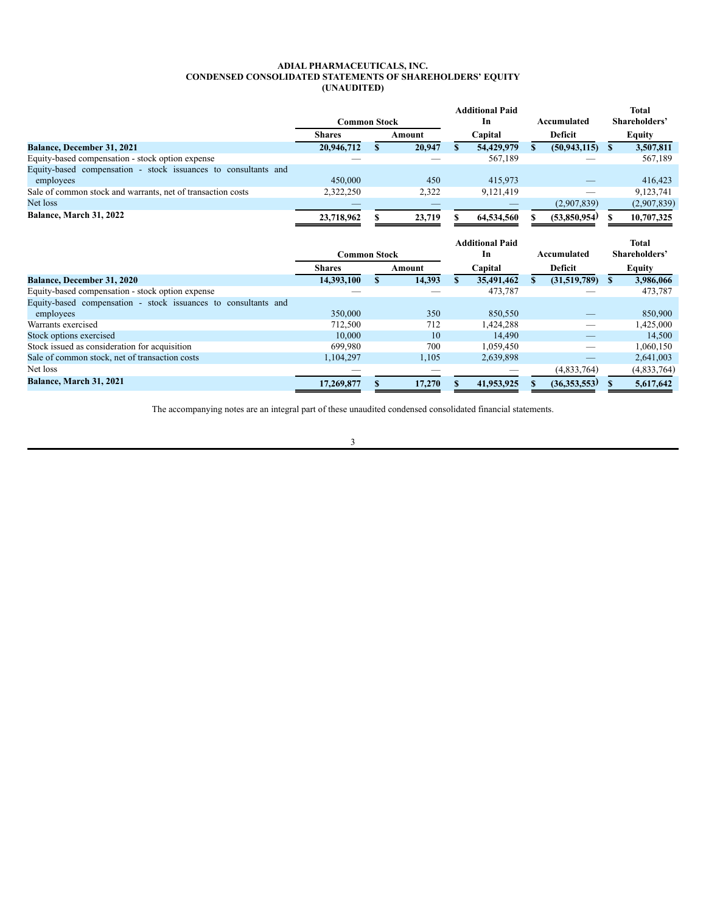**ADIAL PHARMACEUTICALS, INC.**
**CONDENSED CONSOLIDATED STATEMENTS OF SHAREHOLDERS' EQUITY**
**(UNAUDITED)**

| | Common Stock | | Additional Paid In | Accumulated | Total Shareholders' |
|---|---|---|---|---|---|
| | Shares | Amount | Capital | Deficit | Equity |
| **Balance, December 31, 2021** | **20,946,712** | **$ 20,947** | **$ 54,429,979** | **$ (50,943,115)** | **$ 3,507,811** |
| Equity-based compensation - stock option expense | — | — | 567,189 | — | 567,189 |
| Equity-based compensation - stock issuances to consultants and employees | 450,000 | 450 | 415,973 | — | 416,423 |
| Sale of common stock and warrants, net of transaction costs | 2,322,250 | 2,322 | 9,121,419 | — | 9,123,741 |
| Net loss | — | — | — | (2,907,839) | (2,907,839) |
| **Balance, March 31, 2022** | **23,718,962** | **$ 23,719** | **$ 64,534,560** | **$ (53,850,954)** | **$ 10,707,325** |

| | Common Stock | | Additional Paid In | Accumulated | Total Shareholders' |
|---|---|---|---|---|---|
| | Shares | Amount | Capital | Deficit | Equity |
| **Balance, December 31, 2020** | **14,393,100** | **$ 14,393** | **$ 35,491,462** | **$ (31,519,789)** | **$ 3,986,066** |
| Equity-based compensation - stock option expense | — | — | 473,787 | — | 473,787 |
| Equity-based compensation - stock issuances to consultants and employees | 350,000 | 350 | 850,550 | — | 850,900 |
| Warrants exercised | 712,500 | 712 | 1,424,288 | — | 1,425,000 |
| Stock options exercised | 10,000 | 10 | 14,490 | — | 14,500 |
| Stock issued as consideration for acquisition | 699,980 | 700 | 1,059,450 | — | 1,060,150 |
| Sale of common stock, net of transaction costs | 1,104,297 | 1,105 | 2,639,898 | — | 2,641,003 |
| Net loss | — | — | — | (4,833,764) | (4,833,764) |
| **Balance, March 31, 2021** | **17,269,877** | **$ 17,270** | **$ 41,953,925** | **$ (36,353,553)** | **$ 5,617,642** |

The accompanying notes are an integral part of these unaudited condensed consolidated financial statements.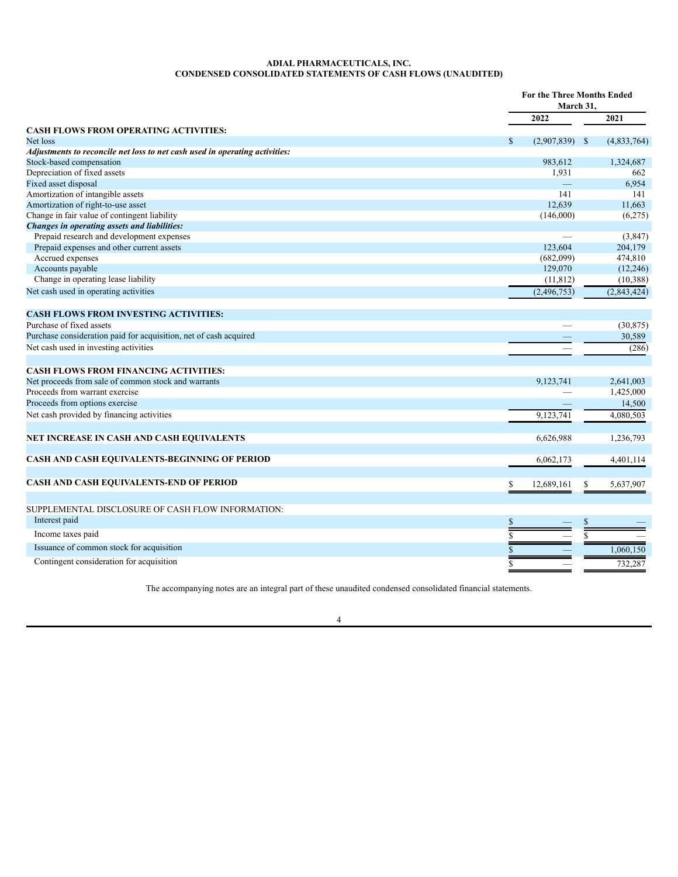**ADIAL PHARMACEUTICALS, INC.**
**CONDENSED CONSOLIDATED STATEMENTS OF CASH FLOWS (UNAUDITED)**

| | For the Three Months Ended March 31, | |
|---|---|---|
| | 2022 | 2021 |
| **CASH FLOWS FROM OPERATING ACTIVITIES:** | | |
| Net loss | $ (2,907,839) | $ (4,833,764) |
| ***Adjustments to reconcile net loss to net cash used in operating activities:*** | | |
| Stock-based compensation | 983,612 | 1,324,687 |
| Depreciation of fixed assets | 1,931 | 662 |
| Fixed asset disposal | — | 6,954 |
| Amortization of intangible assets | 141 | 141 |
| Amortization of right-to-use asset | 12,639 | 11,663 |
| Change in fair value of contingent liability | (146,000) | (6,275) |
| ***Changes in operating assets and liabilities:*** | | |
| Prepaid research and development expenses | — | (3,847) |
| Prepaid expenses and other current assets | 123,604 | 204,179 |
| Accrued expenses | (682,099) | 474,810 |
| Accounts payable | 129,070 | (12,246) |
| Change in operating lease liability | (11,812) | (10,388) |
| Net cash used in operating activities | (2,496,753) | (2,843,424) |
| | | |
| **CASH FLOWS FROM INVESTING ACTIVITIES:** | | |
| Purchase of fixed assets | — | (30,875) |
| Purchase consideration paid for acquisition, net of cash acquired | — | 30,589 |
| Net cash used in investing activities | — | (286) |
| | | |
| **CASH FLOWS FROM FINANCING ACTIVITIES:** | | |
| Net proceeds from sale of common stock and warrants | 9,123,741 | 2,641,003 |
| Proceeds from warrant exercise | — | 1,425,000 |
| Proceeds from options exercise | — | 14,500 |
| Net cash provided by financing activities | 9,123,741 | 4,080,503 |
| | | |
| **NET INCREASE IN CASH AND CASH EQUIVALENTS** | 6,626,988 | 1,236,793 |
| | | |
| **CASH AND CASH EQUIVALENTS-BEGINNING OF PERIOD** | 6,062,173 | 4,401,114 |
| | | |
| **CASH AND CASH EQUIVALENTS-END OF PERIOD** | $ 12,689,161 | $ 5,637,907 |
| | | |
| SUPPLEMENTAL DISCLOSURE OF CASH FLOW INFORMATION: | | |
| Interest paid | $ — | $ — |
| Income taxes paid | $ — | $ — |
| Issuance of common stock for acquisition | $ — | 1,060,150 |
| Contingent consideration for acquisition | $ — | 732,287 |

The accompanying notes are an integral part of these unaudited condensed consolidated financial statements.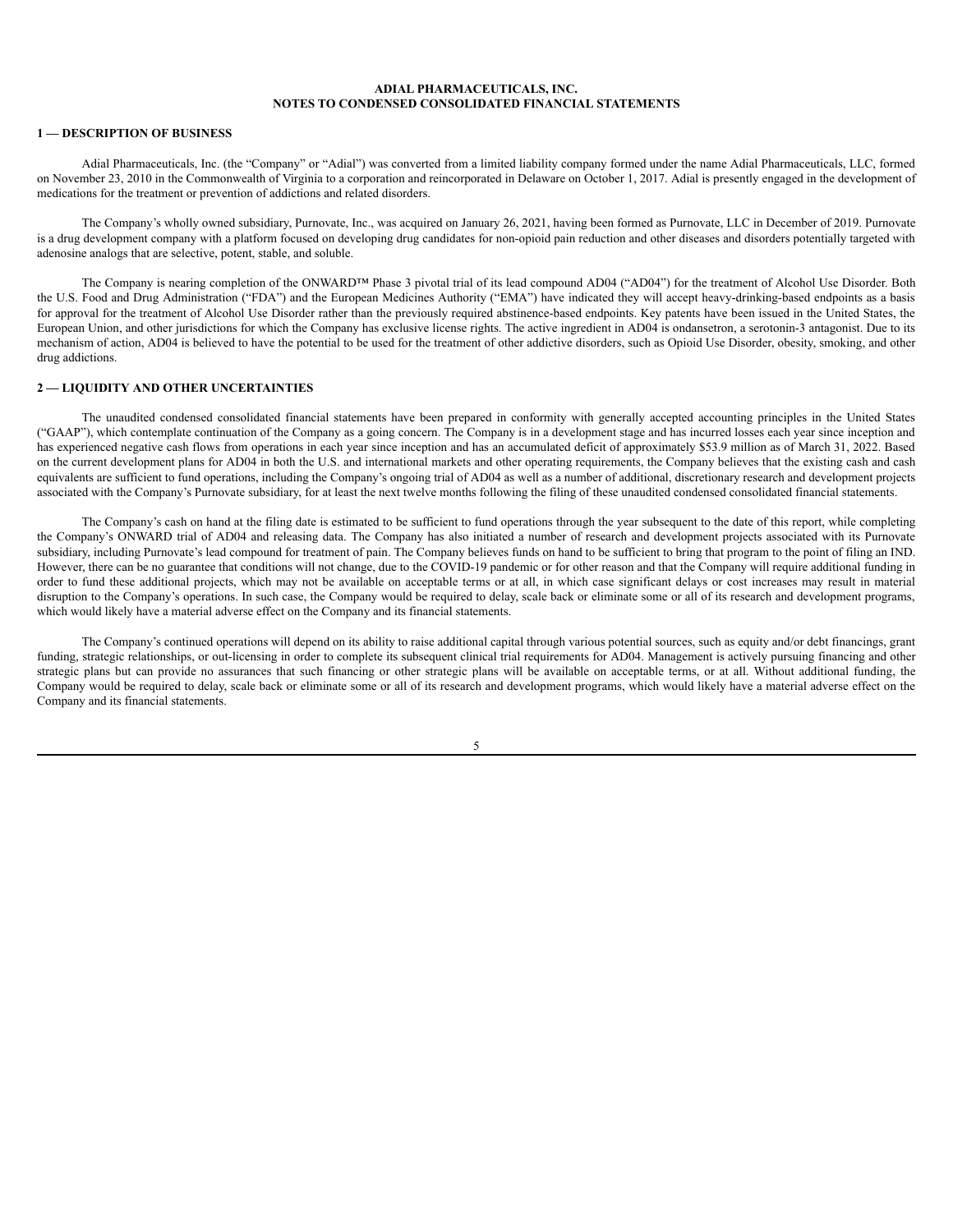**ADIAL PHARMACEUTICALS, INC.**
**NOTES TO CONDENSED CONSOLIDATED FINANCIAL STATEMENTS**

## 1 — DESCRIPTION OF BUSINESS

Adial Pharmaceuticals, Inc. (the "Company" or "Adial") was converted from a limited liability company formed under the name Adial Pharmaceuticals, LLC, formed on November 23, 2010 in the Commonwealth of Virginia to a corporation and reincorporated in Delaware on October 1, 2017. Adial is presently engaged in the development of medications for the treatment or prevention of addictions and related disorders.

The Company's wholly owned subsidiary, Purnovate, Inc., was acquired on January 26, 2021, having been formed as Purnovate, LLC in December of 2019. Purnovate is a drug development company with a platform focused on developing drug candidates for non-opioid pain reduction and other diseases and disorders potentially targeted with adenosine analogs that are selective, potent, stable, and soluble.

The Company is nearing completion of the ONWARD™ Phase 3 pivotal trial of its lead compound AD04 ("AD04") for the treatment of Alcohol Use Disorder. Both the U.S. Food and Drug Administration ("FDA") and the European Medicines Authority ("EMA") have indicated they will accept heavy-drinking-based endpoints as a basis for approval for the treatment of Alcohol Use Disorder rather than the previously required abstinence-based endpoints. Key patents have been issued in the United States, the European Union, and other jurisdictions for which the Company has exclusive license rights. The active ingredient in AD04 is ondansetron, a serotonin-3 antagonist. Due to its mechanism of action, AD04 is believed to have the potential to be used for the treatment of other addictive disorders, such as Opioid Use Disorder, obesity, smoking, and other drug addictions.

## 2 — LIQUIDITY AND OTHER UNCERTAINTIES

The unaudited condensed consolidated financial statements have been prepared in conformity with generally accepted accounting principles in the United States ("GAAP"), which contemplate continuation of the Company as a going concern. The Company is in a development stage and has incurred losses each year since inception and has experienced negative cash flows from operations in each year since inception and has an accumulated deficit of approximately $53.9 million as of March 31, 2022. Based on the current development plans for AD04 in both the U.S. and international markets and other operating requirements, the Company believes that the existing cash and cash equivalents are sufficient to fund operations, including the Company's ongoing trial of AD04 as well as a number of additional, discretionary research and development projects associated with the Company's Purnovate subsidiary, for at least the next twelve months following the filing of these unaudited condensed consolidated financial statements.

The Company's cash on hand at the filing date is estimated to be sufficient to fund operations through the year subsequent to the date of this report, while completing the Company's ONWARD trial of AD04 and releasing data. The Company has also initiated a number of research and development projects associated with its Purnovate subsidiary, including Purnovate's lead compound for treatment of pain. The Company believes funds on hand to be sufficient to bring that program to the point of filing an IND. However, there can be no guarantee that conditions will not change, due to the COVID-19 pandemic or for other reason and that the Company will require additional funding in order to fund these additional projects, which may not be available on acceptable terms or at all, in which case significant delays or cost increases may result in material disruption to the Company's operations. In such case, the Company would be required to delay, scale back or eliminate some or all of its research and development programs, which would likely have a material adverse effect on the Company and its financial statements.

The Company's continued operations will depend on its ability to raise additional capital through various potential sources, such as equity and/or debt financings, grant funding, strategic relationships, or out-licensing in order to complete its subsequent clinical trial requirements for AD04. Management is actively pursuing financing and other strategic plans but can provide no assurances that such financing or other strategic plans will be available on acceptable terms, or at all. Without additional funding, the Company would be required to delay, scale back or eliminate some or all of its research and development programs, which would likely have a material adverse effect on the Company and its financial statements.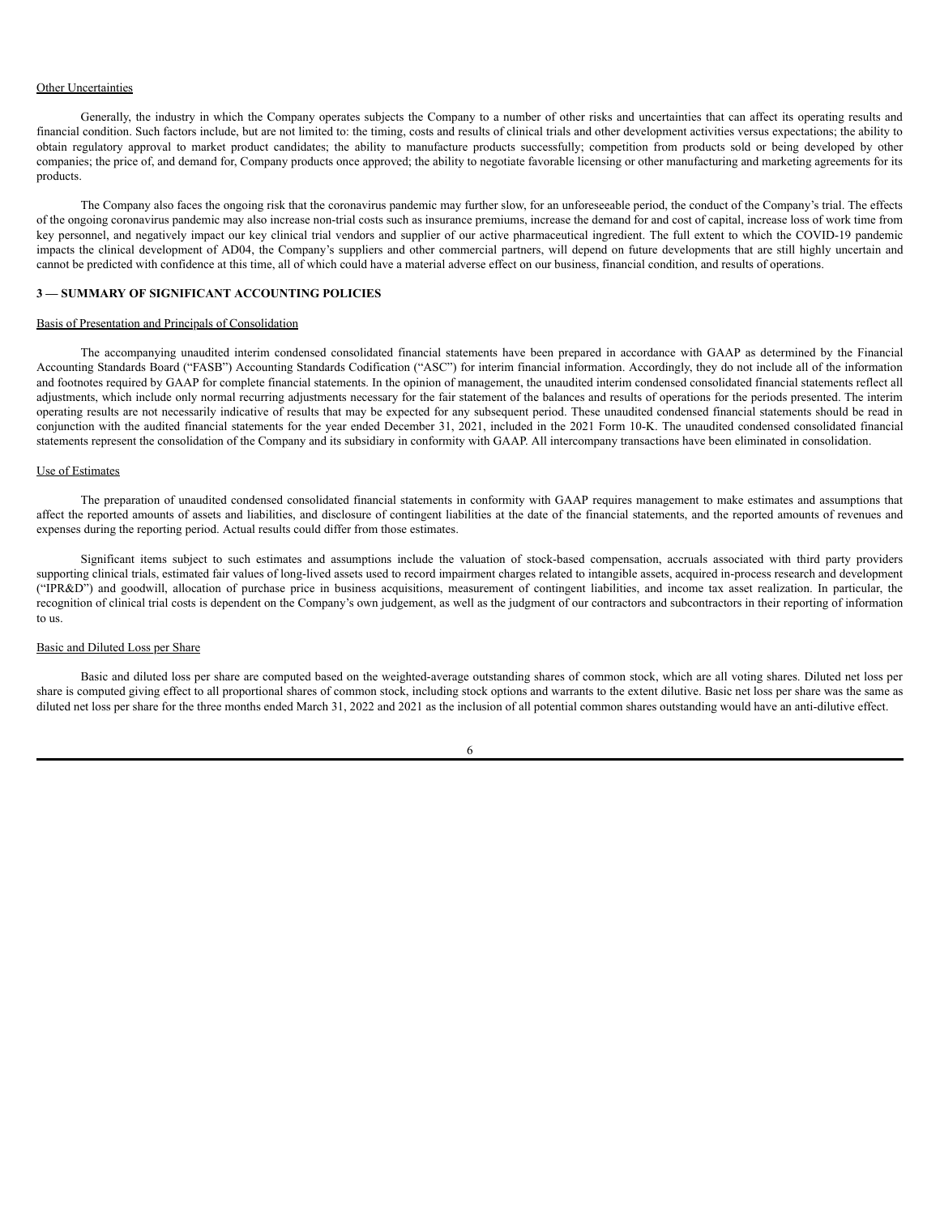Other Uncertainties

Generally, the industry in which the Company operates subjects the Company to a number of other risks and uncertainties that can affect its operating results and financial condition. Such factors include, but are not limited to: the timing, costs and results of clinical trials and other development activities versus expectations; the ability to obtain regulatory approval to market product candidates; the ability to manufacture products successfully; competition from products sold or being developed by other companies; the price of, and demand for, Company products once approved; the ability to negotiate favorable licensing or other manufacturing and marketing agreements for its products.

The Company also faces the ongoing risk that the coronavirus pandemic may further slow, for an unforeseeable period, the conduct of the Company's trial. The effects of the ongoing coronavirus pandemic may also increase non-trial costs such as insurance premiums, increase the demand for and cost of capital, increase loss of work time from key personnel, and negatively impact our key clinical trial vendors and supplier of our active pharmaceutical ingredient. The full extent to which the COVID-19 pandemic impacts the clinical development of AD04, the Company's suppliers and other commercial partners, will depend on future developments that are still highly uncertain and cannot be predicted with confidence at this time, all of which could have a material adverse effect on our business, financial condition, and results of operations.

## 3 — SUMMARY OF SIGNIFICANT ACCOUNTING POLICIES

Basis of Presentation and Principals of Consolidation

The accompanying unaudited interim condensed consolidated financial statements have been prepared in accordance with GAAP as determined by the Financial Accounting Standards Board ("FASB") Accounting Standards Codification ("ASC") for interim financial information. Accordingly, they do not include all of the information and footnotes required by GAAP for complete financial statements. In the opinion of management, the unaudited interim condensed consolidated financial statements reflect all adjustments, which include only normal recurring adjustments necessary for the fair statement of the balances and results of operations for the periods presented. The interim operating results are not necessarily indicative of results that may be expected for any subsequent period. These unaudited condensed financial statements should be read in conjunction with the audited financial statements for the year ended December 31, 2021, included in the 2021 Form 10-K. The unaudited condensed consolidated financial statements represent the consolidation of the Company and its subsidiary in conformity with GAAP. All intercompany transactions have been eliminated in consolidation.

Use of Estimates

The preparation of unaudited condensed consolidated financial statements in conformity with GAAP requires management to make estimates and assumptions that affect the reported amounts of assets and liabilities, and disclosure of contingent liabilities at the date of the financial statements, and the reported amounts of revenues and expenses during the reporting period. Actual results could differ from those estimates.

Significant items subject to such estimates and assumptions include the valuation of stock-based compensation, accruals associated with third party providers supporting clinical trials, estimated fair values of long-lived assets used to record impairment charges related to intangible assets, acquired in-process research and development ("IPR&D") and goodwill, allocation of purchase price in business acquisitions, measurement of contingent liabilities, and income tax asset realization. In particular, the recognition of clinical trial costs is dependent on the Company's own judgement, as well as the judgment of our contractors and subcontractors in their reporting of information to us.

Basic and Diluted Loss per Share

Basic and diluted loss per share are computed based on the weighted-average outstanding shares of common stock, which are all voting shares. Diluted net loss per share is computed giving effect to all proportional shares of common stock, including stock options and warrants to the extent dilutive. Basic net loss per share was the same as diluted net loss per share for the three months ended March 31, 2022 and 2021 as the inclusion of all potential common shares outstanding would have an anti-dilutive effect.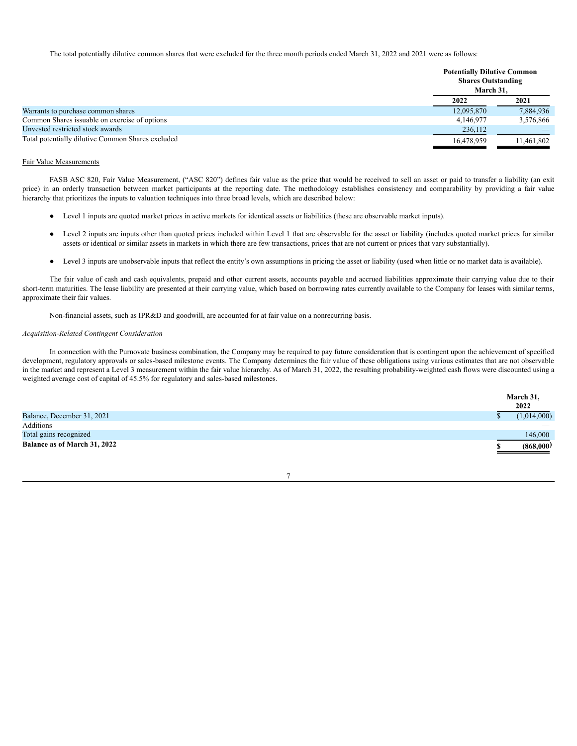The total potentially dilutive common shares that were excluded for the three month periods ended March 31, 2022 and 2021 were as follows:

| | Potentially Dilutive Common Shares Outstanding March 31, | |
|---|---|---|
| | 2022 | 2021 |
| Warrants to purchase common shares | 12,095,870 | 7,884,936 |
| Common Shares issuable on exercise of options | 4,146,977 | 3,576,866 |
| Unvested restricted stock awards | 236,112 | — |
| Total potentially dilutive Common Shares excluded | 16,478,959 | 11,461,802 |

Fair Value Measurements

FASB ASC 820, Fair Value Measurement, ("ASC 820") defines fair value as the price that would be received to sell an asset or paid to transfer a liability (an exit price) in an orderly transaction between market participants at the reporting date. The methodology establishes consistency and comparability by providing a fair value hierarchy that prioritizes the inputs to valuation techniques into three broad levels, which are described below:

- Level 1 inputs are quoted market prices in active markets for identical assets or liabilities (these are observable market inputs).
- Level 2 inputs are inputs other than quoted prices included within Level 1 that are observable for the asset or liability (includes quoted market prices for similar assets or identical or similar assets in markets in which there are few transactions, prices that are not current or prices that vary substantially).
- Level 3 inputs are unobservable inputs that reflect the entity's own assumptions in pricing the asset or liability (used when little or no market data is available).

The fair value of cash and cash equivalents, prepaid and other current assets, accounts payable and accrued liabilities approximate their carrying value due to their short-term maturities. The lease liability are presented at their carrying value, which based on borrowing rates currently available to the Company for leases with similar terms, approximate their fair values.

Non-financial assets, such as IPR&D and goodwill, are accounted for at fair value on a nonrecurring basis.

*Acquisition-Related Contingent Consideration*

In connection with the Purnovate business combination, the Company may be required to pay future consideration that is contingent upon the achievement of specified development, regulatory approvals or sales-based milestone events. The Company determines the fair value of these obligations using various estimates that are not observable in the market and represent a Level 3 measurement within the fair value hierarchy. As of March 31, 2022, the resulting probability-weighted cash flows were discounted using a weighted average cost of capital of 45.5% for regulatory and sales-based milestones.

| | March 31, 2022 |
|---|---|
| Balance, December 31, 2021 | $ (1,014,000) |
| Additions | — |
| Total gains recognized | 146,000 |
| **Balance as of March 31, 2022** | **$ (868,000)** |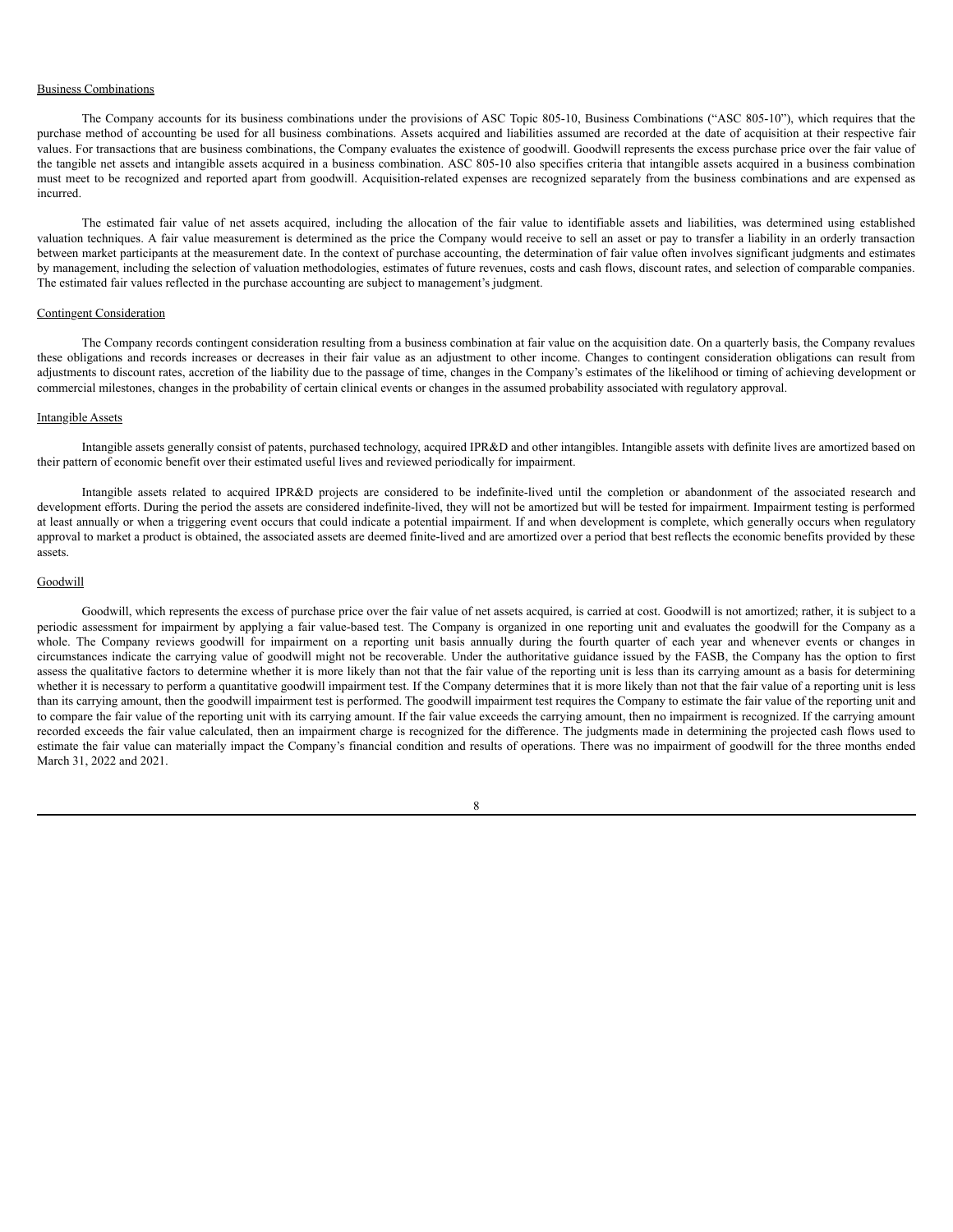Business Combinations

The Company accounts for its business combinations under the provisions of ASC Topic 805-10, Business Combinations ("ASC 805-10"), which requires that the purchase method of accounting be used for all business combinations. Assets acquired and liabilities assumed are recorded at the date of acquisition at their respective fair values. For transactions that are business combinations, the Company evaluates the existence of goodwill. Goodwill represents the excess purchase price over the fair value of the tangible net assets and intangible assets acquired in a business combination. ASC 805-10 also specifies criteria that intangible assets acquired in a business combination must meet to be recognized and reported apart from goodwill. Acquisition-related expenses are recognized separately from the business combinations and are expensed as incurred.

The estimated fair value of net assets acquired, including the allocation of the fair value to identifiable assets and liabilities, was determined using established valuation techniques. A fair value measurement is determined as the price the Company would receive to sell an asset or pay to transfer a liability in an orderly transaction between market participants at the measurement date. In the context of purchase accounting, the determination of fair value often involves significant judgments and estimates by management, including the selection of valuation methodologies, estimates of future revenues, costs and cash flows, discount rates, and selection of comparable companies. The estimated fair values reflected in the purchase accounting are subject to management's judgment.

Contingent Consideration

The Company records contingent consideration resulting from a business combination at fair value on the acquisition date. On a quarterly basis, the Company revalues these obligations and records increases or decreases in their fair value as an adjustment to other income. Changes to contingent consideration obligations can result from adjustments to discount rates, accretion of the liability due to the passage of time, changes in the Company's estimates of the likelihood or timing of achieving development or commercial milestones, changes in the probability of certain clinical events or changes in the assumed probability associated with regulatory approval.

Intangible Assets

Intangible assets generally consist of patents, purchased technology, acquired IPR&D and other intangibles. Intangible assets with definite lives are amortized based on their pattern of economic benefit over their estimated useful lives and reviewed periodically for impairment.

Intangible assets related to acquired IPR&D projects are considered to be indefinite-lived until the completion or abandonment of the associated research and development efforts. During the period the assets are considered indefinite-lived, they will not be amortized but will be tested for impairment. Impairment testing is performed at least annually or when a triggering event occurs that could indicate a potential impairment. If and when development is complete, which generally occurs when regulatory approval to market a product is obtained, the associated assets are deemed finite-lived and are amortized over a period that best reflects the economic benefits provided by these assets.

Goodwill

Goodwill, which represents the excess of purchase price over the fair value of net assets acquired, is carried at cost. Goodwill is not amortized; rather, it is subject to a periodic assessment for impairment by applying a fair value-based test. The Company is organized in one reporting unit and evaluates the goodwill for the Company as a whole. The Company reviews goodwill for impairment on a reporting unit basis annually during the fourth quarter of each year and whenever events or changes in circumstances indicate the carrying value of goodwill might not be recoverable. Under the authoritative guidance issued by the FASB, the Company has the option to first assess the qualitative factors to determine whether it is more likely than not that the fair value of the reporting unit is less than its carrying amount as a basis for determining whether it is necessary to perform a quantitative goodwill impairment test. If the Company determines that it is more likely than not that the fair value of a reporting unit is less than its carrying amount, then the goodwill impairment test is performed. The goodwill impairment test requires the Company to estimate the fair value of the reporting unit and to compare the fair value of the reporting unit with its carrying amount. If the fair value exceeds the carrying amount, then no impairment is recognized. If the carrying amount recorded exceeds the fair value calculated, then an impairment charge is recognized for the difference. The judgments made in determining the projected cash flows used to estimate the fair value can materially impact the Company's financial condition and results of operations. There was no impairment of goodwill for the three months ended March 31, 2022 and 2021.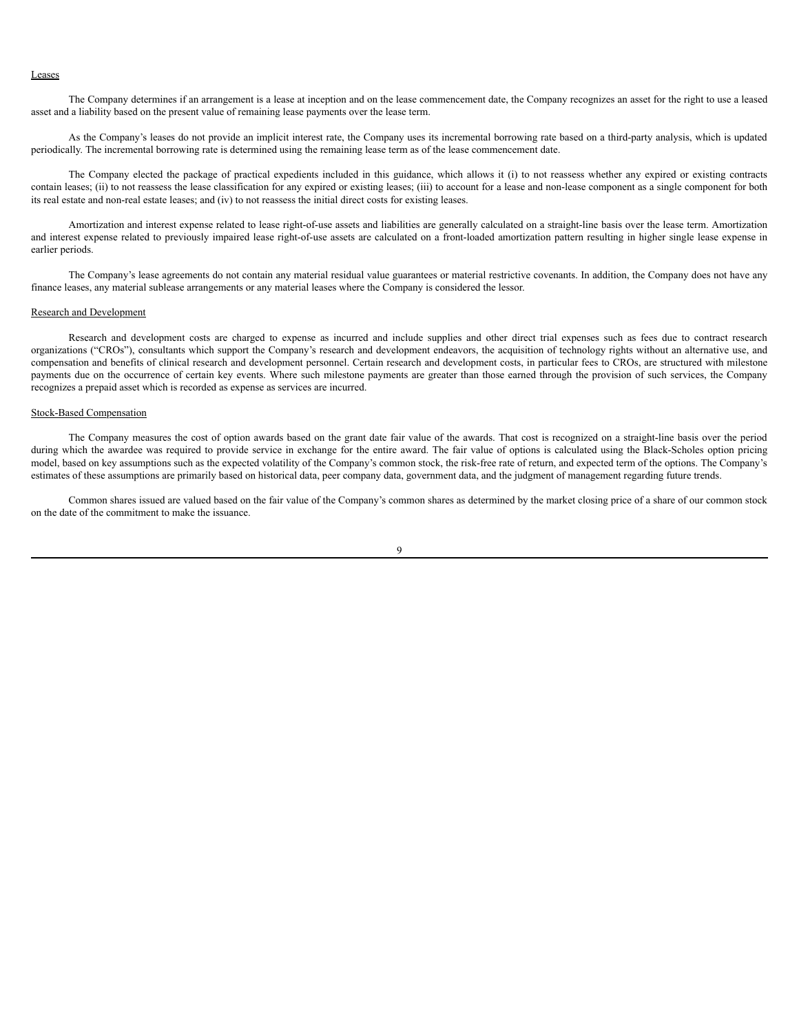Leases

The Company determines if an arrangement is a lease at inception and on the lease commencement date, the Company recognizes an asset for the right to use a leased asset and a liability based on the present value of remaining lease payments over the lease term.

As the Company's leases do not provide an implicit interest rate, the Company uses its incremental borrowing rate based on a third-party analysis, which is updated periodically. The incremental borrowing rate is determined using the remaining lease term as of the lease commencement date.

The Company elected the package of practical expedients included in this guidance, which allows it (i) to not reassess whether any expired or existing contracts contain leases; (ii) to not reassess the lease classification for any expired or existing leases; (iii) to account for a lease and non-lease component as a single component for both its real estate and non-real estate leases; and (iv) to not reassess the initial direct costs for existing leases.

Amortization and interest expense related to lease right-of-use assets and liabilities are generally calculated on a straight-line basis over the lease term. Amortization and interest expense related to previously impaired lease right-of-use assets are calculated on a front-loaded amortization pattern resulting in higher single lease expense in earlier periods.

The Company's lease agreements do not contain any material residual value guarantees or material restrictive covenants. In addition, the Company does not have any finance leases, any material sublease arrangements or any material leases where the Company is considered the lessor.

Research and Development

Research and development costs are charged to expense as incurred and include supplies and other direct trial expenses such as fees due to contract research organizations ("CROs"), consultants which support the Company's research and development endeavors, the acquisition of technology rights without an alternative use, and compensation and benefits of clinical research and development personnel. Certain research and development costs, in particular fees to CROs, are structured with milestone payments due on the occurrence of certain key events. Where such milestone payments are greater than those earned through the provision of such services, the Company recognizes a prepaid asset which is recorded as expense as services are incurred.

Stock-Based Compensation

The Company measures the cost of option awards based on the grant date fair value of the awards. That cost is recognized on a straight-line basis over the period during which the awardee was required to provide service in exchange for the entire award. The fair value of options is calculated using the Black-Scholes option pricing model, based on key assumptions such as the expected volatility of the Company's common stock, the risk-free rate of return, and expected term of the options. The Company's estimates of these assumptions are primarily based on historical data, peer company data, government data, and the judgment of management regarding future trends.

Common shares issued are valued based on the fair value of the Company's common shares as determined by the market closing price of a share of our common stock on the date of the commitment to make the issuance.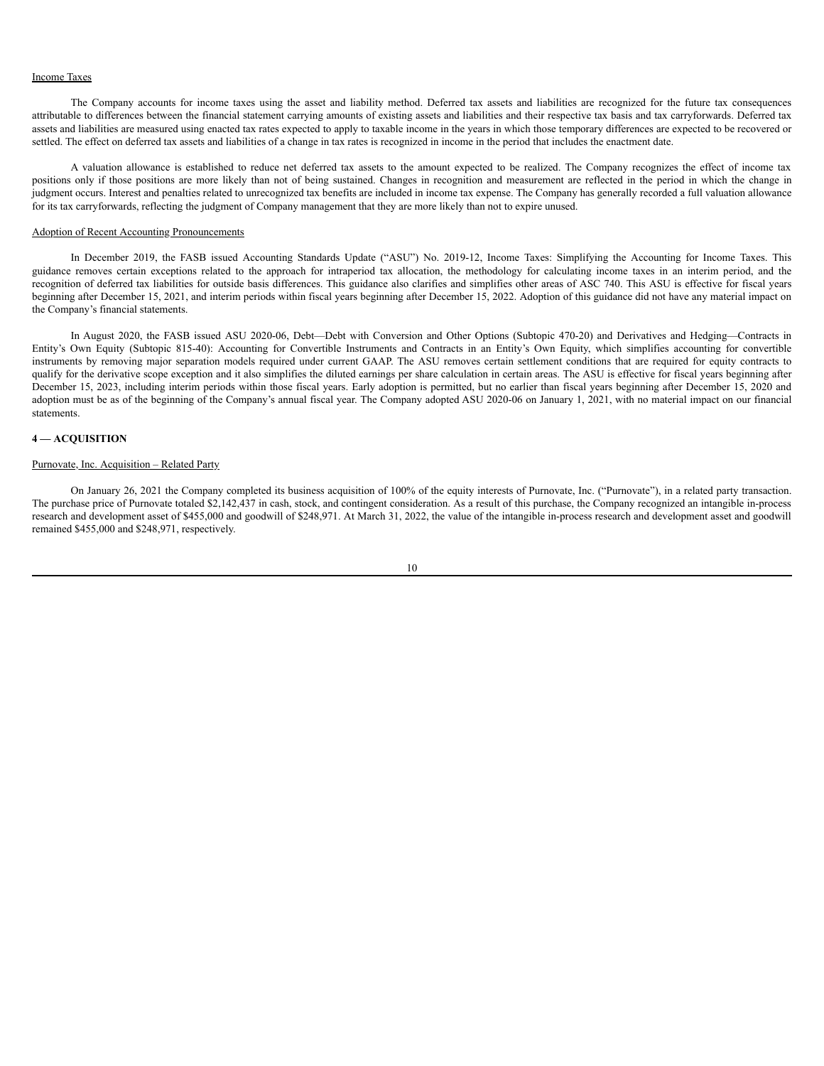Income Taxes

The Company accounts for income taxes using the asset and liability method. Deferred tax assets and liabilities are recognized for the future tax consequences attributable to differences between the financial statement carrying amounts of existing assets and liabilities and their respective tax basis and tax carryforwards. Deferred tax assets and liabilities are measured using enacted tax rates expected to apply to taxable income in the years in which those temporary differences are expected to be recovered or settled. The effect on deferred tax assets and liabilities of a change in tax rates is recognized in income in the period that includes the enactment date.

A valuation allowance is established to reduce net deferred tax assets to the amount expected to be realized. The Company recognizes the effect of income tax positions only if those positions are more likely than not of being sustained. Changes in recognition and measurement are reflected in the period in which the change in judgment occurs. Interest and penalties related to unrecognized tax benefits are included in income tax expense. The Company has generally recorded a full valuation allowance for its tax carryforwards, reflecting the judgment of Company management that they are more likely than not to expire unused.

Adoption of Recent Accounting Pronouncements

In December 2019, the FASB issued Accounting Standards Update ("ASU") No. 2019-12, Income Taxes: Simplifying the Accounting for Income Taxes. This guidance removes certain exceptions related to the approach for intraperiod tax allocation, the methodology for calculating income taxes in an interim period, and the recognition of deferred tax liabilities for outside basis differences. This guidance also clarifies and simplifies other areas of ASC 740. This ASU is effective for fiscal years beginning after December 15, 2021, and interim periods within fiscal years beginning after December 15, 2022. Adoption of this guidance did not have any material impact on the Company's financial statements.

In August 2020, the FASB issued ASU 2020-06, Debt—Debt with Conversion and Other Options (Subtopic 470-20) and Derivatives and Hedging—Contracts in Entity's Own Equity (Subtopic 815-40): Accounting for Convertible Instruments and Contracts in an Entity's Own Equity, which simplifies accounting for convertible instruments by removing major separation models required under current GAAP. The ASU removes certain settlement conditions that are required for equity contracts to qualify for the derivative scope exception and it also simplifies the diluted earnings per share calculation in certain areas. The ASU is effective for fiscal years beginning after December 15, 2023, including interim periods within those fiscal years. Early adoption is permitted, but no earlier than fiscal years beginning after December 15, 2020 and adoption must be as of the beginning of the Company's annual fiscal year. The Company adopted ASU 2020-06 on January 1, 2021, with no material impact on our financial statements.

**4 — ACQUISITION**

Purnovate, Inc. Acquisition – Related Party

On January 26, 2021 the Company completed its business acquisition of 100% of the equity interests of Purnovate, Inc. ("Purnovate"), in a related party transaction. The purchase price of Purnovate totaled $2,142,437 in cash, stock, and contingent consideration. As a result of this purchase, the Company recognized an intangible in-process research and development asset of $455,000 and goodwill of $248,971. At March 31, 2022, the value of the intangible in-process research and development asset and goodwill remained $455,000 and $248,971, respectively.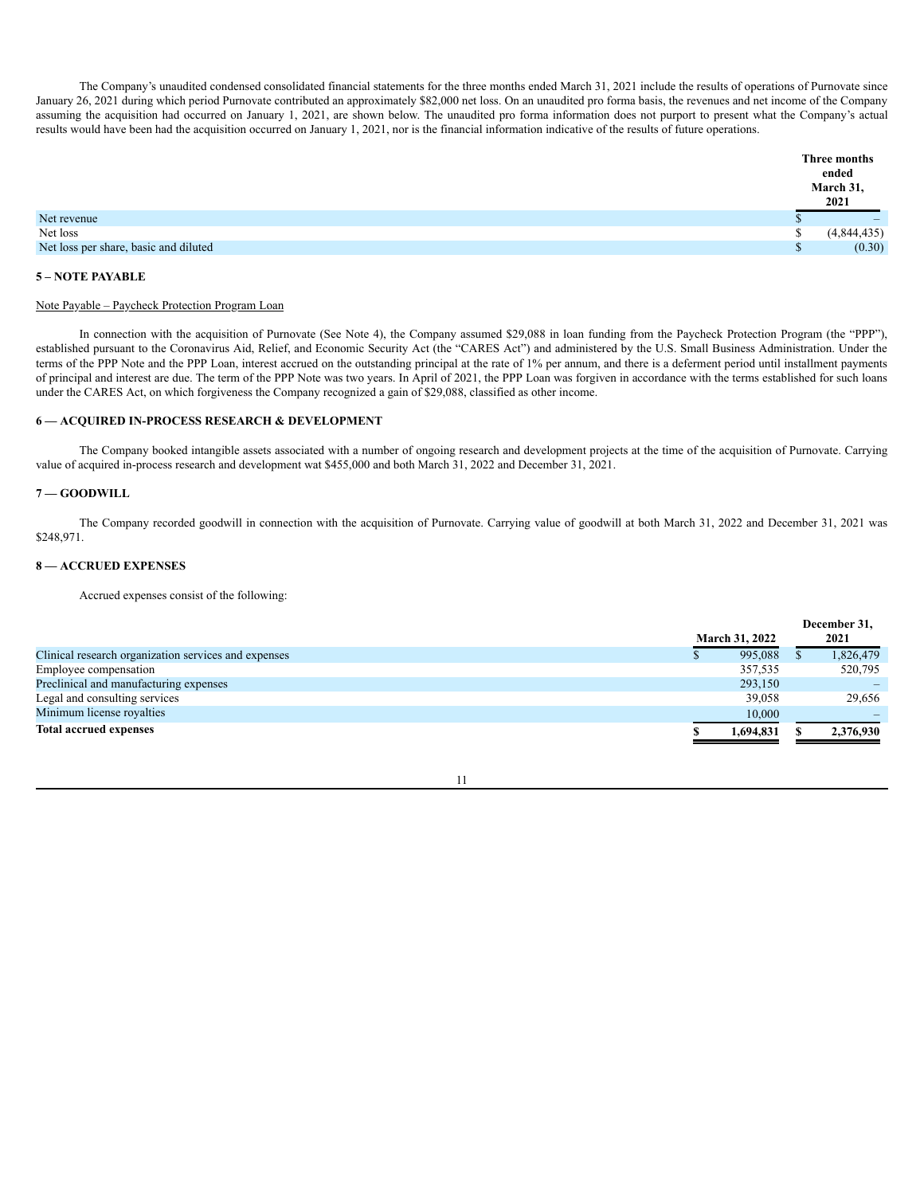The Company's unaudited condensed consolidated financial statements for the three months ended March 31, 2021 include the results of operations of Purnovate since January 26, 2021 during which period Purnovate contributed an approximately $82,000 net loss. On an unaudited pro forma basis, the revenues and net income of the Company assuming the acquisition had occurred on January 1, 2021, are shown below. The unaudited pro forma information does not purport to present what the Company's actual results would have been had the acquisition occurred on January 1, 2021, nor is the financial information indicative of the results of future operations.

| | Three months ended March 31, 2021 |
|---|---|
| Net revenue | $ – |
| Net loss | $ (4,844,435) |
| Net loss per share, basic and diluted | $ (0.30) |

## 5 – NOTE PAYABLE

Note Payable – Paycheck Protection Program Loan

In connection with the acquisition of Purnovate (See Note 4), the Company assumed $29,088 in loan funding from the Paycheck Protection Program (the "PPP"), established pursuant to the Coronavirus Aid, Relief, and Economic Security Act (the "CARES Act") and administered by the U.S. Small Business Administration. Under the terms of the PPP Note and the PPP Loan, interest accrued on the outstanding principal at the rate of 1% per annum, and there is a deferment period until installment payments of principal and interest are due. The term of the PPP Note was two years. In April of 2021, the PPP Loan was forgiven in accordance with the terms established for such loans under the CARES Act, on which forgiveness the Company recognized a gain of $29,088, classified as other income.

## 6 — ACQUIRED IN-PROCESS RESEARCH & DEVELOPMENT

The Company booked intangible assets associated with a number of ongoing research and development projects at the time of the acquisition of Purnovate. Carrying value of acquired in-process research and development wat $455,000 and both March 31, 2022 and December 31, 2021.

## 7 — GOODWILL

The Company recorded goodwill in connection with the acquisition of Purnovate. Carrying value of goodwill at both March 31, 2022 and December 31, 2021 was $248,971.

## 8 — ACCRUED EXPENSES

Accrued expenses consist of the following:

| | March 31, 2022 | December 31, 2021 |
|---|---|---|
| Clinical research organization services and expenses | $ 995,088 | $ 1,826,479 |
| Employee compensation | 357,535 | 520,795 |
| Preclinical and manufacturing expenses | 293,150 | – |
| Legal and consulting services | 39,058 | 29,656 |
| Minimum license royalties | 10,000 | – |
| **Total accrued expenses** | **$ 1,694,831** | **$ 2,376,930** |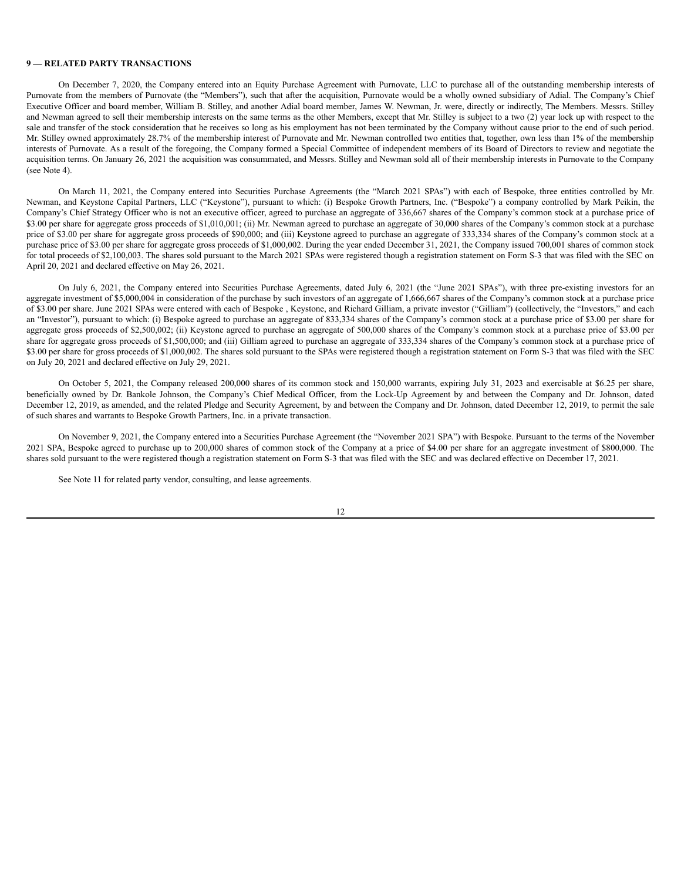**9 — RELATED PARTY TRANSACTIONS**

On December 7, 2020, the Company entered into an Equity Purchase Agreement with Purnovate, LLC to purchase all of the outstanding membership interests of Purnovate from the members of Purnovate (the "Members"), such that after the acquisition, Purnovate would be a wholly owned subsidiary of Adial. The Company's Chief Executive Officer and board member, William B. Stilley, and another Adial board member, James W. Newman, Jr. were, directly or indirectly, The Members. Messrs. Stilley and Newman agreed to sell their membership interests on the same terms as the other Members, except that Mr. Stilley is subject to a two (2) year lock up with respect to the sale and transfer of the stock consideration that he receives so long as his employment has not been terminated by the Company without cause prior to the end of such period. Mr. Stilley owned approximately 28.7% of the membership interest of Purnovate and Mr. Newman controlled two entities that, together, own less than 1% of the membership interests of Purnovate. As a result of the foregoing, the Company formed a Special Committee of independent members of its Board of Directors to review and negotiate the acquisition terms. On January 26, 2021 the acquisition was consummated, and Messrs. Stilley and Newman sold all of their membership interests in Purnovate to the Company (see Note 4).

On March 11, 2021, the Company entered into Securities Purchase Agreements (the "March 2021 SPAs") with each of Bespoke, three entities controlled by Mr. Newman, and Keystone Capital Partners, LLC ("Keystone"), pursuant to which: (i) Bespoke Growth Partners, Inc. ("Bespoke") a company controlled by Mark Peikin, the Company's Chief Strategy Officer who is not an executive officer, agreed to purchase an aggregate of 336,667 shares of the Company's common stock at a purchase price of $3.00 per share for aggregate gross proceeds of $1,010,001; (ii) Mr. Newman agreed to purchase an aggregate of 30,000 shares of the Company's common stock at a purchase price of $3.00 per share for aggregate gross proceeds of $90,000; and (iii) Keystone agreed to purchase an aggregate of 333,334 shares of the Company's common stock at a purchase price of $3.00 per share for aggregate gross proceeds of $1,000,002. During the year ended December 31, 2021, the Company issued 700,001 shares of common stock for total proceeds of $2,100,003. The shares sold pursuant to the March 2021 SPAs were registered though a registration statement on Form S-3 that was filed with the SEC on April 20, 2021 and declared effective on May 26, 2021.

On July 6, 2021, the Company entered into Securities Purchase Agreements, dated July 6, 2021 (the "June 2021 SPAs"), with three pre-existing investors for an aggregate investment of $5,000,004 in consideration of the purchase by such investors of an aggregate of 1,666,667 shares of the Company's common stock at a purchase price of $3.00 per share. June 2021 SPAs were entered with each of Bespoke , Keystone, and Richard Gilliam, a private investor ("Gilliam") (collectively, the "Investors," and each an "Investor"), pursuant to which: (i) Bespoke agreed to purchase an aggregate of 833,334 shares of the Company's common stock at a purchase price of $3.00 per share for aggregate gross proceeds of $2,500,002; (ii) Keystone agreed to purchase an aggregate of 500,000 shares of the Company's common stock at a purchase price of $3.00 per share for aggregate gross proceeds of $1,500,000; and (iii) Gilliam agreed to purchase an aggregate of 333,334 shares of the Company's common stock at a purchase price of $3.00 per share for gross proceeds of $1,000,002. The shares sold pursuant to the SPAs were registered though a registration statement on Form S-3 that was filed with the SEC on July 20, 2021 and declared effective on July 29, 2021.

On October 5, 2021, the Company released 200,000 shares of its common stock and 150,000 warrants, expiring July 31, 2023 and exercisable at $6.25 per share, beneficially owned by Dr. Bankole Johnson, the Company's Chief Medical Officer, from the Lock-Up Agreement by and between the Company and Dr. Johnson, dated December 12, 2019, as amended, and the related Pledge and Security Agreement, by and between the Company and Dr. Johnson, dated December 12, 2019, to permit the sale of such shares and warrants to Bespoke Growth Partners, Inc. in a private transaction.

On November 9, 2021, the Company entered into a Securities Purchase Agreement (the "November 2021 SPA") with Bespoke. Pursuant to the terms of the November 2021 SPA, Bespoke agreed to purchase up to 200,000 shares of common stock of the Company at a price of $4.00 per share for an aggregate investment of $800,000. The shares sold pursuant to the were registered though a registration statement on Form S-3 that was filed with the SEC and was declared effective on December 17, 2021.

See Note 11 for related party vendor, consulting, and lease agreements.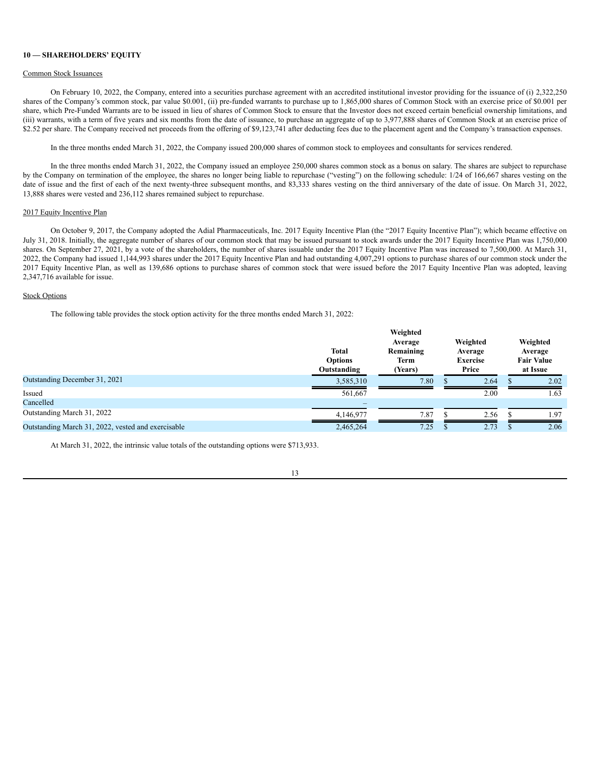**10 — SHAREHOLDERS' EQUITY**

Common Stock Issuances

On February 10, 2022, the Company, entered into a securities purchase agreement with an accredited institutional investor providing for the issuance of (i) 2,322,250 shares of the Company's common stock, par value $0.001, (ii) pre-funded warrants to purchase up to 1,865,000 shares of Common Stock with an exercise price of $0.001 per share, which Pre-Funded Warrants are to be issued in lieu of shares of Common Stock to ensure that the Investor does not exceed certain beneficial ownership limitations, and (iii) warrants, with a term of five years and six months from the date of issuance, to purchase an aggregate of up to 3,977,888 shares of Common Stock at an exercise price of $2.52 per share. The Company received net proceeds from the offering of $9,123,741 after deducting fees due to the placement agent and the Company's transaction expenses.

In the three months ended March 31, 2022, the Company issued 200,000 shares of common stock to employees and consultants for services rendered.

In the three months ended March 31, 2022, the Company issued an employee 250,000 shares common stock as a bonus on salary. The shares are subject to repurchase by the Company on termination of the employee, the shares no longer being liable to repurchase ("vesting") on the following schedule: 1/24 of 166,667 shares vesting on the date of issue and the first of each of the next twenty-three subsequent months, and 83,333 shares vesting on the third anniversary of the date of issue. On March 31, 2022, 13,888 shares were vested and 236,112 shares remained subject to repurchase.

2017 Equity Incentive Plan

On October 9, 2017, the Company adopted the Adial Pharmaceuticals, Inc. 2017 Equity Incentive Plan (the "2017 Equity Incentive Plan"); which became effective on July 31, 2018. Initially, the aggregate number of shares of our common stock that may be issued pursuant to stock awards under the 2017 Equity Incentive Plan was 1,750,000 shares. On September 27, 2021, by a vote of the shareholders, the number of shares issuable under the 2017 Equity Incentive Plan was increased to 7,500,000. At March 31, 2022, the Company had issued 1,144,993 shares under the 2017 Equity Incentive Plan and had outstanding 4,007,291 options to purchase shares of our common stock under the 2017 Equity Incentive Plan, as well as 139,686 options to purchase shares of common stock that were issued before the 2017 Equity Incentive Plan was adopted, leaving 2,347,716 available for issue.

Stock Options

The following table provides the stock option activity for the three months ended March 31, 2022:

| | Total Options Outstanding | Weighted Average Remaining Term (Years) | Weighted Average Exercise Price | Weighted Average Fair Value at Issue |
|---|---|---|---|---|
| Outstanding December 31, 2021 | 3,585,310 | 7.80 | $ 2.64 | $ 2.02 |
| Issued | 561,667 | | 2.00 | 1.63 |
| Cancelled | – | | | |
| Outstanding March 31, 2022 | 4,146,977 | 7.87 | $ 2.56 | $ 1.97 |
| Outstanding March 31, 2022, vested and exercisable | 2,465,264 | 7.25 | $ 2.73 | $ 2.06 |

At March 31, 2022, the intrinsic value totals of the outstanding options were $713,933.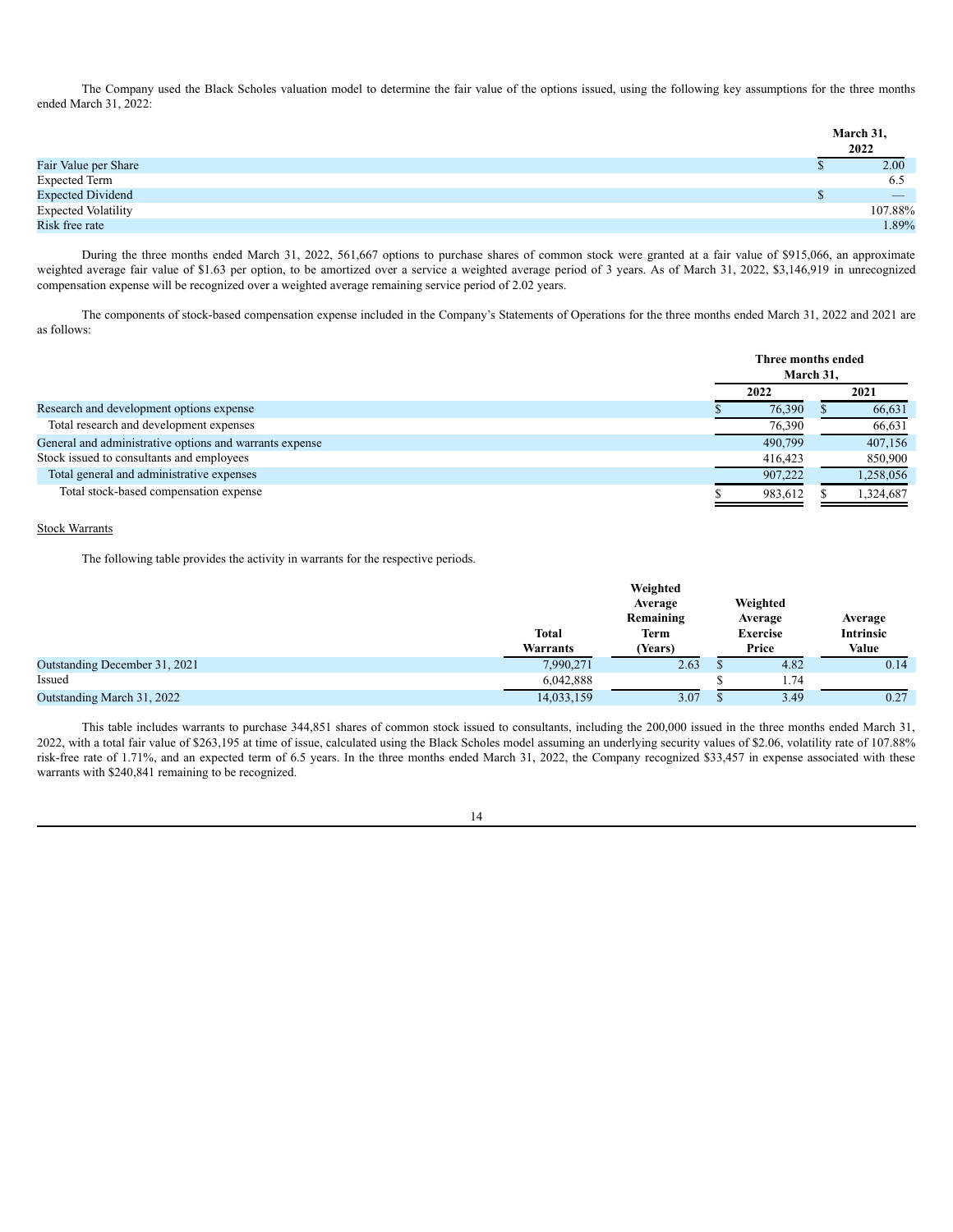The Company used the Black Scholes valuation model to determine the fair value of the options issued, using the following key assumptions for the three months ended March 31, 2022:

| | March 31, 2022 |
|---|---|
| Fair Value per Share | $ 2.00 |
| Expected Term | 6.5 |
| Expected Dividend | $ — |
| Expected Volatility | 107.88% |
| Risk free rate | 1.89% |

During the three months ended March 31, 2022, 561,667 options to purchase shares of common stock were granted at a fair value of $915,066, an approximate weighted average fair value of $1.63 per option, to be amortized over a service a weighted average period of 3 years. As of March 31, 2022, $3,146,919 in unrecognized compensation expense will be recognized over a weighted average remaining service period of 2.02 years.

The components of stock-based compensation expense included in the Company's Statements of Operations for the three months ended March 31, 2022 and 2021 are as follows:

| | Three months ended March 31, | |
|---|---|---|
| | 2022 | 2021 |
| Research and development options expense | $ 76,390 | $ 66,631 |
| Total research and development expenses | 76,390 | 66,631 |
| General and administrative options and warrants expense | 490,799 | 407,156 |
| Stock issued to consultants and employees | 416,423 | 850,900 |
| Total general and administrative expenses | 907,222 | 1,258,056 |
| Total stock-based compensation expense | $ 983,612 | $ 1,324,687 |

Stock Warrants

The following table provides the activity in warrants for the respective periods.

| | Total Warrants | Weighted Average Remaining Term (Years) | Weighted Average Exercise Price | Average Intrinsic Value |
|---|---|---|---|---|
| Outstanding December 31, 2021 | 7,990,271 | 2.63 | $ 4.82 | 0.14 |
| Issued | 6,042,888 | | $ 1.74 | |
| Outstanding March 31, 2022 | 14,033,159 | 3.07 | $ 3.49 | 0.27 |

This table includes warrants to purchase 344,851 shares of common stock issued to consultants, including the 200,000 issued in the three months ended March 31, 2022, with a total fair value of $263,195 at time of issue, calculated using the Black Scholes model assuming an underlying security values of $2.06, volatility rate of 107.88% risk-free rate of 1.71%, and an expected term of 6.5 years. In the three months ended March 31, 2022, the Company recognized $33,457 in expense associated with these warrants with $240,841 remaining to be recognized.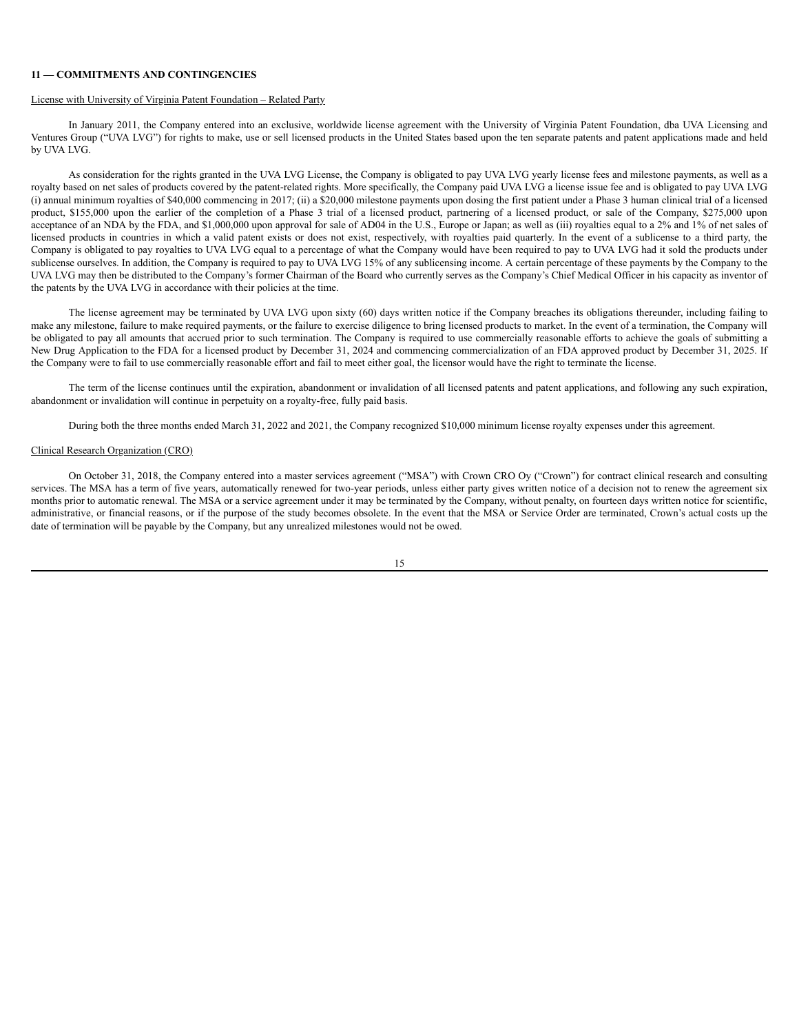**11 — COMMITMENTS AND CONTINGENCIES**

License with University of Virginia Patent Foundation – Related Party

In January 2011, the Company entered into an exclusive, worldwide license agreement with the University of Virginia Patent Foundation, dba UVA Licensing and Ventures Group ("UVA LVG") for rights to make, use or sell licensed products in the United States based upon the ten separate patents and patent applications made and held by UVA LVG.

As consideration for the rights granted in the UVA LVG License, the Company is obligated to pay UVA LVG yearly license fees and milestone payments, as well as a royalty based on net sales of products covered by the patent-related rights. More specifically, the Company paid UVA LVG a license issue fee and is obligated to pay UVA LVG (i) annual minimum royalties of $40,000 commencing in 2017; (ii) a $20,000 milestone payments upon dosing the first patient under a Phase 3 human clinical trial of a licensed product, $155,000 upon the earlier of the completion of a Phase 3 trial of a licensed product, partnering of a licensed product, or sale of the Company, $275,000 upon acceptance of an NDA by the FDA, and $1,000,000 upon approval for sale of AD04 in the U.S., Europe or Japan; as well as (iii) royalties equal to a 2% and 1% of net sales of licensed products in countries in which a valid patent exists or does not exist, respectively, with royalties paid quarterly. In the event of a sublicense to a third party, the Company is obligated to pay royalties to UVA LVG equal to a percentage of what the Company would have been required to pay to UVA LVG had it sold the products under sublicense ourselves. In addition, the Company is required to pay to UVA LVG 15% of any sublicensing income. A certain percentage of these payments by the Company to the UVA LVG may then be distributed to the Company's former Chairman of the Board who currently serves as the Company's Chief Medical Officer in his capacity as inventor of the patents by the UVA LVG in accordance with their policies at the time.

The license agreement may be terminated by UVA LVG upon sixty (60) days written notice if the Company breaches its obligations thereunder, including failing to make any milestone, failure to make required payments, or the failure to exercise diligence to bring licensed products to market. In the event of a termination, the Company will be obligated to pay all amounts that accrued prior to such termination. The Company is required to use commercially reasonable efforts to achieve the goals of submitting a New Drug Application to the FDA for a licensed product by December 31, 2024 and commencing commercialization of an FDA approved product by December 31, 2025. If the Company were to fail to use commercially reasonable effort and fail to meet either goal, the licensor would have the right to terminate the license.

The term of the license continues until the expiration, abandonment or invalidation of all licensed patents and patent applications, and following any such expiration, abandonment or invalidation will continue in perpetuity on a royalty-free, fully paid basis.

During both the three months ended March 31, 2022 and 2021, the Company recognized $10,000 minimum license royalty expenses under this agreement.

Clinical Research Organization (CRO)

On October 31, 2018, the Company entered into a master services agreement ("MSA") with Crown CRO Oy ("Crown") for contract clinical research and consulting services. The MSA has a term of five years, automatically renewed for two-year periods, unless either party gives written notice of a decision not to renew the agreement six months prior to automatic renewal. The MSA or a service agreement under it may be terminated by the Company, without penalty, on fourteen days written notice for scientific, administrative, or financial reasons, or if the purpose of the study becomes obsolete. In the event that the MSA or Service Order are terminated, Crown's actual costs up the date of termination will be payable by the Company, but any unrealized milestones would not be owed.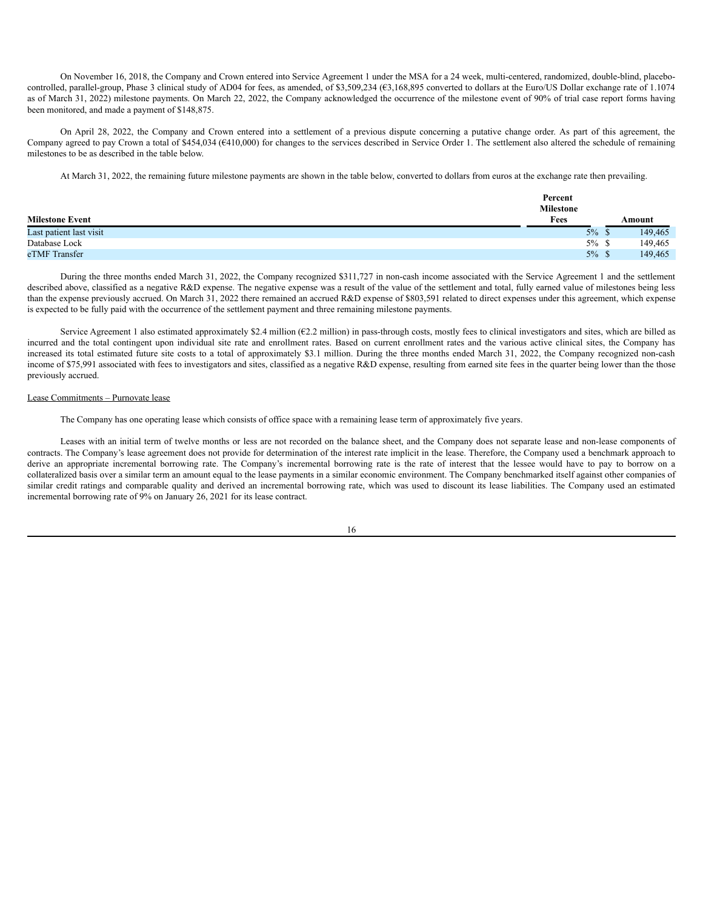On November 16, 2018, the Company and Crown entered into Service Agreement 1 under the MSA for a 24 week, multi-centered, randomized, double-blind, placebo-controlled, parallel-group, Phase 3 clinical study of AD04 for fees, as amended, of $3,509,234 (€3,168,895 converted to dollars at the Euro/US Dollar exchange rate of 1.1074 as of March 31, 2022) milestone payments. On March 22, 2022, the Company acknowledged the occurrence of the milestone event of 90% of trial case report forms having been monitored, and made a payment of $148,875.

On April 28, 2022, the Company and Crown entered into a settlement of a previous dispute concerning a putative change order. As part of this agreement, the Company agreed to pay Crown a total of $454,034 (€410,000) for changes to the services described in Service Order 1. The settlement also altered the schedule of remaining milestones to be as described in the table below.

At March 31, 2022, the remaining future milestone payments are shown in the table below, converted to dollars from euros at the exchange rate then prevailing.

| Milestone Event | Percent Milestone Fees | Amount |
|---|---|---|
| Last patient last visit | 5% | $ 149,465 |
| Database Lock | 5% | $ 149,465 |
| eTMF Transfer | 5% | $ 149,465 |

During the three months ended March 31, 2022, the Company recognized $311,727 in non-cash income associated with the Service Agreement 1 and the settlement described above, classified as a negative R&D expense. The negative expense was a result of the value of the settlement and total, fully earned value of milestones being less than the expense previously accrued. On March 31, 2022 there remained an accrued R&D expense of $803,591 related to direct expenses under this agreement, which expense is expected to be fully paid with the occurrence of the settlement payment and three remaining milestone payments.

Service Agreement 1 also estimated approximately $2.4 million (€2.2 million) in pass-through costs, mostly fees to clinical investigators and sites, which are billed as incurred and the total contingent upon individual site rate and enrollment rates. Based on current enrollment rates and the various active clinical sites, the Company has increased its total estimated future site costs to a total of approximately $3.1 million. During the three months ended March 31, 2022, the Company recognized non-cash income of $75,991 associated with fees to investigators and sites, classified as a negative R&D expense, resulting from earned site fees in the quarter being lower than the those previously accrued.

Lease Commitments – Purnovate lease

The Company has one operating lease which consists of office space with a remaining lease term of approximately five years.

Leases with an initial term of twelve months or less are not recorded on the balance sheet, and the Company does not separate lease and non-lease components of contracts. The Company's lease agreement does not provide for determination of the interest rate implicit in the lease. Therefore, the Company used a benchmark approach to derive an appropriate incremental borrowing rate. The Company's incremental borrowing rate is the rate of interest that the lessee would have to pay to borrow on a collateralized basis over a similar term an amount equal to the lease payments in a similar economic environment. The Company benchmarked itself against other companies of similar credit ratings and comparable quality and derived an incremental borrowing rate, which was used to discount its lease liabilities. The Company used an estimated incremental borrowing rate of 9% on January 26, 2021 for its lease contract.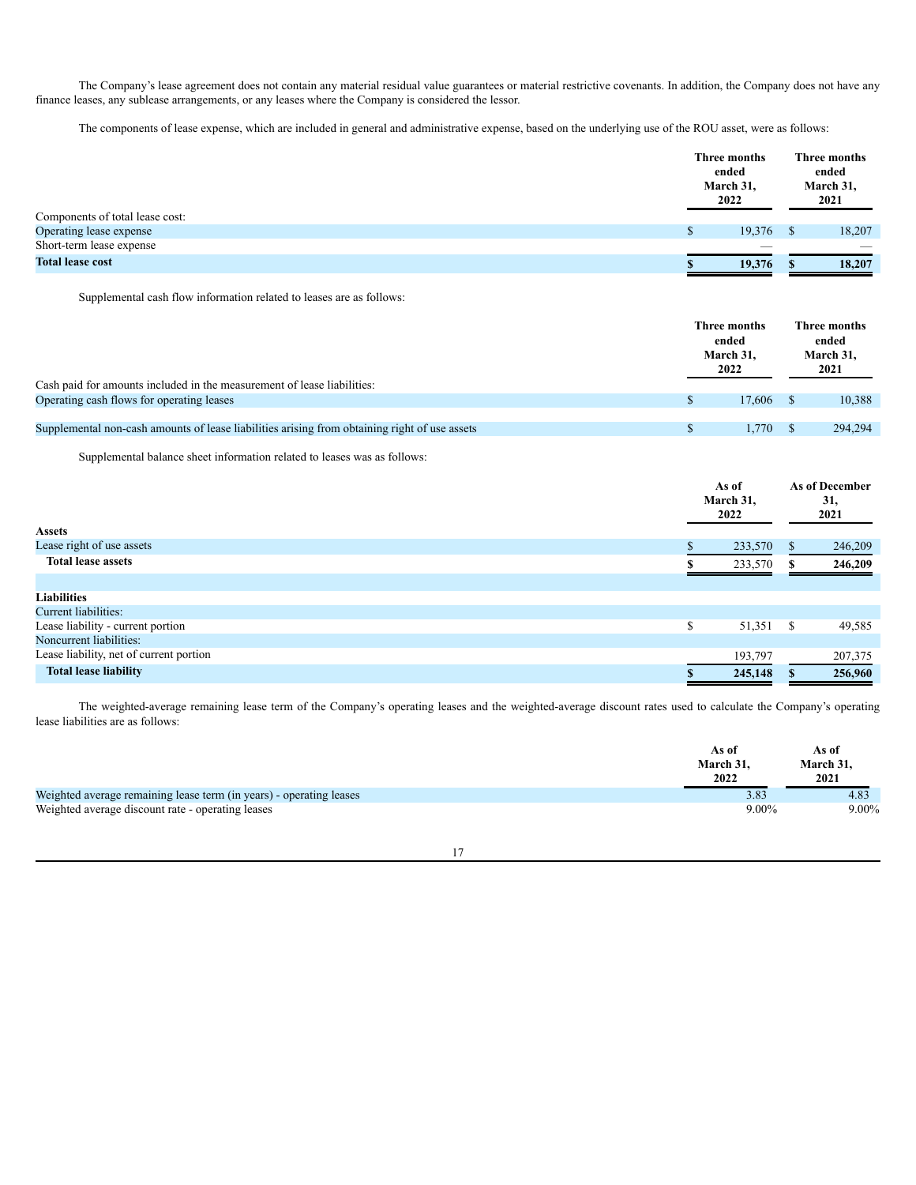The Company's lease agreement does not contain any material residual value guarantees or material restrictive covenants. In addition, the Company does not have any finance leases, any sublease arrangements, or any leases where the Company is considered the lessor.

The components of lease expense, which are included in general and administrative expense, based on the underlying use of the ROU asset, were as follows:

| | Three months ended March 31, 2022 | Three months ended March 31, 2021 |
|---|---|---|
| Components of total lease cost: | | |
| Operating lease expense | $ 19,376 | $ 18,207 |
| Short-term lease expense | — | — |
| **Total lease cost** | **$ 19,376** | **$ 18,207** |

Supplemental cash flow information related to leases are as follows:

| | Three months ended March 31, 2022 | Three months ended March 31, 2021 |
|---|---|---|
| Cash paid for amounts included in the measurement of lease liabilities: | | |
| Operating cash flows for operating leases | $ 17,606 | $ 10,388 |
| | | |
| Supplemental non-cash amounts of lease liabilities arising from obtaining right of use assets | $ 1,770 | $ 294,294 |

Supplemental balance sheet information related to leases was as follows:

| | As of March 31, 2022 | As of December 31, 2021 |
|---|---|---|
| **Assets** | | |
| Lease right of use assets | $ 233,570 | $ 246,209 |
| **Total lease assets** | **$ 233,570** | **$ 246,209** |
| | | |
| **Liabilities** | | |
| Current liabilities: | | |
| Lease liability - current portion | $ 51,351 | $ 49,585 |
| Noncurrent liabilities: | | |
| Lease liability, net of current portion | 193,797 | 207,375 |
| **Total lease liability** | **$ 245,148** | **$ 256,960** |

The weighted-average remaining lease term of the Company's operating leases and the weighted-average discount rates used to calculate the Company's operating lease liabilities are as follows:

| | As of March 31, 2022 | As of March 31, 2021 |
|---|---|---|
| Weighted average remaining lease term (in years) - operating leases | 3.83 | 4.83 |
| Weighted average discount rate - operating leases | 9.00% | 9.00% |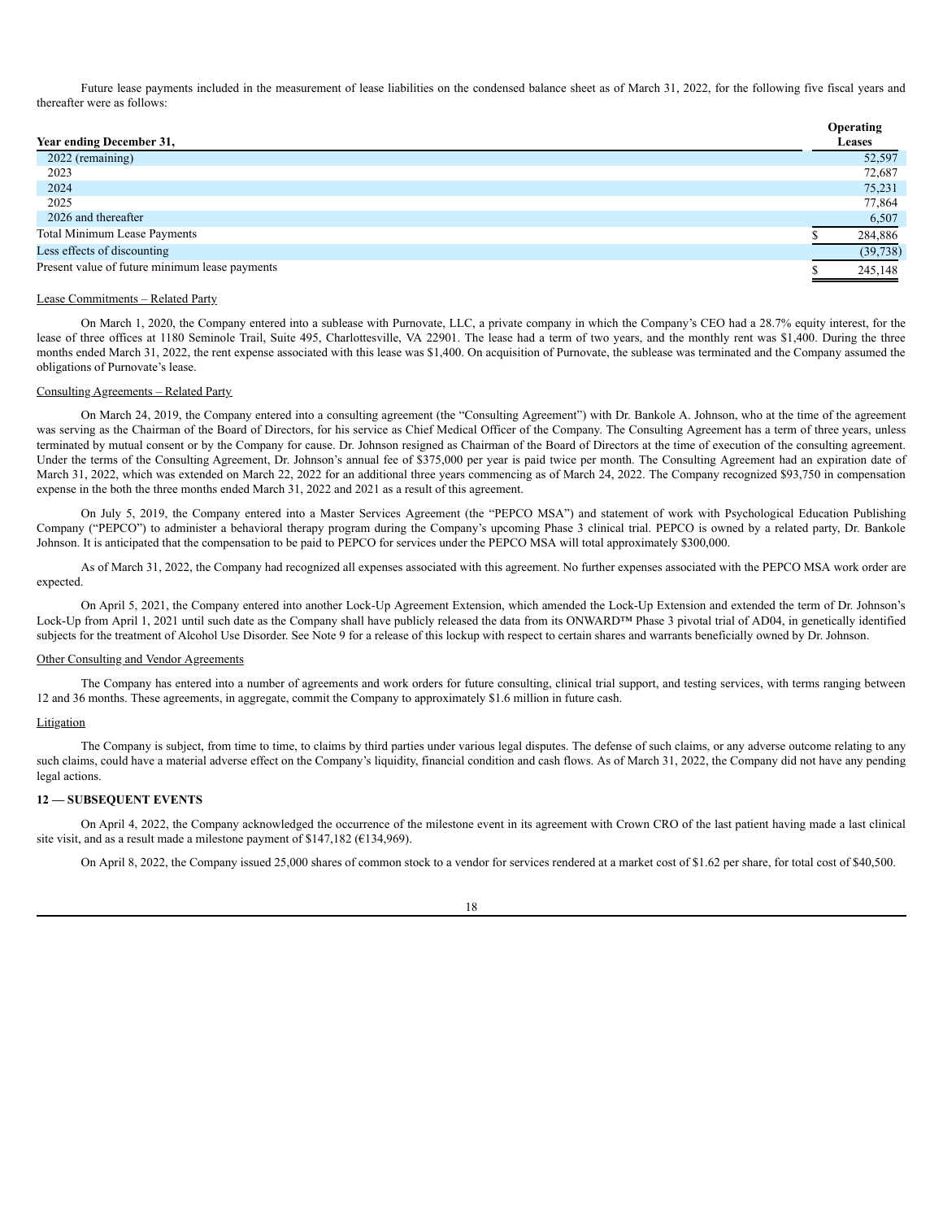Future lease payments included in the measurement of lease liabilities on the condensed balance sheet as of March 31, 2022, for the following five fiscal years and thereafter were as follows:

| Year ending December 31, | Operating Leases |
|---|---|
| 2022 (remaining) | 52,597 |
| 2023 | 72,687 |
| 2024 | 75,231 |
| 2025 | 77,864 |
| 2026 and thereafter | 6,507 |
| Total Minimum Lease Payments | $ 284,886 |
| Less effects of discounting | (39,738) |
| Present value of future minimum lease payments | $ 245,148 |

Lease Commitments – Related Party

On March 1, 2020, the Company entered into a sublease with Purnovate, LLC, a private company in which the Company's CEO had a 28.7% equity interest, for the lease of three offices at 1180 Seminole Trail, Suite 495, Charlottesville, VA 22901. The lease had a term of two years, and the monthly rent was $1,400. During the three months ended March 31, 2022, the rent expense associated with this lease was $1,400. On acquisition of Purnovate, the sublease was terminated and the Company assumed the obligations of Purnovate's lease.

Consulting Agreements – Related Party

On March 24, 2019, the Company entered into a consulting agreement (the "Consulting Agreement") with Dr. Bankole A. Johnson, who at the time of the agreement was serving as the Chairman of the Board of Directors, for his service as Chief Medical Officer of the Company. The Consulting Agreement has a term of three years, unless terminated by mutual consent or by the Company for cause. Dr. Johnson resigned as Chairman of the Board of Directors at the time of execution of the consulting agreement. Under the terms of the Consulting Agreement, Dr. Johnson's annual fee of $375,000 per year is paid twice per month. The Consulting Agreement had an expiration date of March 31, 2022, which was extended on March 22, 2022 for an additional three years commencing as of March 24, 2022. The Company recognized $93,750 in compensation expense in the both the three months ended March 31, 2022 and 2021 as a result of this agreement.

On July 5, 2019, the Company entered into a Master Services Agreement (the "PEPCO MSA") and statement of work with Psychological Education Publishing Company ("PEPCO") to administer a behavioral therapy program during the Company's upcoming Phase 3 clinical trial. PEPCO is owned by a related party, Dr. Bankole Johnson. It is anticipated that the compensation to be paid to PEPCO for services under the PEPCO MSA will total approximately $300,000.

As of March 31, 2022, the Company had recognized all expenses associated with this agreement. No further expenses associated with the PEPCO MSA work order are expected.

On April 5, 2021, the Company entered into another Lock-Up Agreement Extension, which amended the Lock-Up Extension and extended the term of Dr. Johnson's Lock-Up from April 1, 2021 until such date as the Company shall have publicly released the data from its ONWARD™ Phase 3 pivotal trial of AD04, in genetically identified subjects for the treatment of Alcohol Use Disorder. See Note 9 for a release of this lockup with respect to certain shares and warrants beneficially owned by Dr. Johnson.

Other Consulting and Vendor Agreements

The Company has entered into a number of agreements and work orders for future consulting, clinical trial support, and testing services, with terms ranging between 12 and 36 months. These agreements, in aggregate, commit the Company to approximately $1.6 million in future cash.

Litigation

The Company is subject, from time to time, to claims by third parties under various legal disputes. The defense of such claims, or any adverse outcome relating to any such claims, could have a material adverse effect on the Company's liquidity, financial condition and cash flows. As of March 31, 2022, the Company did not have any pending legal actions.

**12 — SUBSEQUENT EVENTS**

On April 4, 2022, the Company acknowledged the occurrence of the milestone event in its agreement with Crown CRO of the last patient having made a last clinical site visit, and as a result made a milestone payment of $147,182 (€134,969).

On April 8, 2022, the Company issued 25,000 shares of common stock to a vendor for services rendered at a market cost of $1.62 per share, for total cost of $40,500.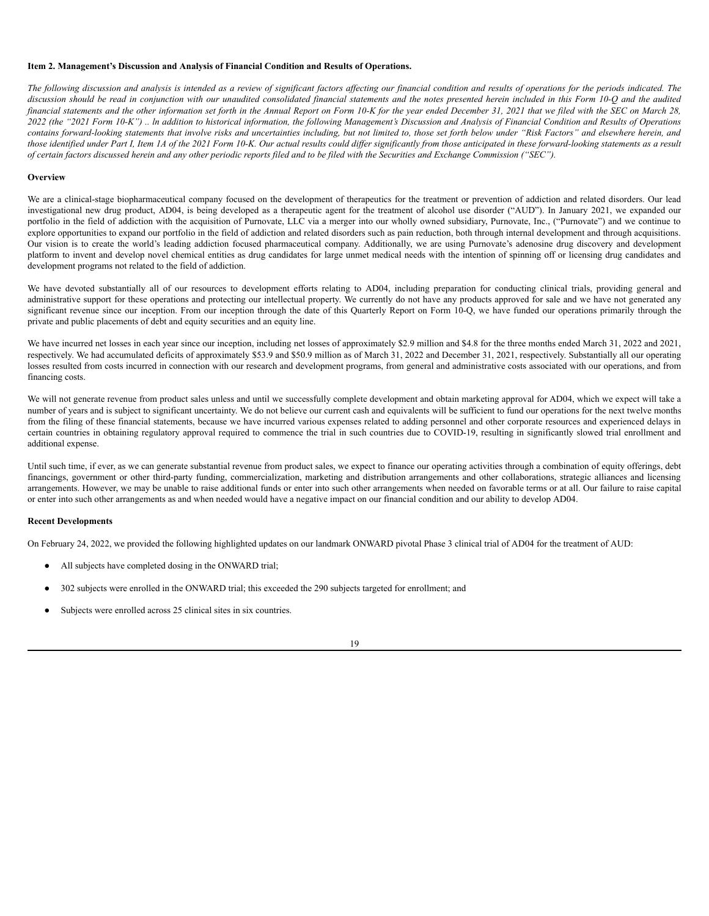**Item 2. Management's Discussion and Analysis of Financial Condition and Results of Operations.**

*The following discussion and analysis is intended as a review of significant factors affecting our financial condition and results of operations for the periods indicated. The discussion should be read in conjunction with our unaudited consolidated financial statements and the notes presented herein included in this Form 10-Q and the audited financial statements and the other information set forth in the Annual Report on Form 10-K for the year ended December 31, 2021 that we filed with the SEC on March 28, 2022 (the "2021 Form 10-K") .. In addition to historical information, the following Management's Discussion and Analysis of Financial Condition and Results of Operations contains forward-looking statements that involve risks and uncertainties including, but not limited to, those set forth below under "Risk Factors" and elsewhere herein, and those identified under Part I, Item 1A of the 2021 Form 10-K. Our actual results could differ significantly from those anticipated in these forward-looking statements as a result of certain factors discussed herein and any other periodic reports filed and to be filed with the Securities and Exchange Commission ("SEC").*

**Overview**

We are a clinical-stage biopharmaceutical company focused on the development of therapeutics for the treatment or prevention of addiction and related disorders. Our lead investigational new drug product, AD04, is being developed as a therapeutic agent for the treatment of alcohol use disorder ("AUD"). In January 2021, we expanded our portfolio in the field of addiction with the acquisition of Purnovate, LLC via a merger into our wholly owned subsidiary, Purnovate, Inc., ("Purnovate") and we continue to explore opportunities to expand our portfolio in the field of addiction and related disorders such as pain reduction, both through internal development and through acquisitions. Our vision is to create the world's leading addiction focused pharmaceutical company. Additionally, we are using Purnovate's adenosine drug discovery and development platform to invent and develop novel chemical entities as drug candidates for large unmet medical needs with the intention of spinning off or licensing drug candidates and development programs not related to the field of addiction.

We have devoted substantially all of our resources to development efforts relating to AD04, including preparation for conducting clinical trials, providing general and administrative support for these operations and protecting our intellectual property. We currently do not have any products approved for sale and we have not generated any significant revenue since our inception. From our inception through the date of this Quarterly Report on Form 10-Q, we have funded our operations primarily through the private and public placements of debt and equity securities and an equity line.

We have incurred net losses in each year since our inception, including net losses of approximately $2.9 million and $4.8 for the three months ended March 31, 2022 and 2021, respectively. We had accumulated deficits of approximately $53.9 and $50.9 million as of March 31, 2022 and December 31, 2021, respectively. Substantially all our operating losses resulted from costs incurred in connection with our research and development programs, from general and administrative costs associated with our operations, and from financing costs.

We will not generate revenue from product sales unless and until we successfully complete development and obtain marketing approval for AD04, which we expect will take a number of years and is subject to significant uncertainty. We do not believe our current cash and equivalents will be sufficient to fund our operations for the next twelve months from the filing of these financial statements, because we have incurred various expenses related to adding personnel and other corporate resources and experienced delays in certain countries in obtaining regulatory approval required to commence the trial in such countries due to COVID-19, resulting in significantly slowed trial enrollment and additional expense.

Until such time, if ever, as we can generate substantial revenue from product sales, we expect to finance our operating activities through a combination of equity offerings, debt financings, government or other third-party funding, commercialization, marketing and distribution arrangements and other collaborations, strategic alliances and licensing arrangements. However, we may be unable to raise additional funds or enter into such other arrangements when needed on favorable terms or at all. Our failure to raise capital or enter into such other arrangements as and when needed would have a negative impact on our financial condition and our ability to develop AD04.

**Recent Developments**

On February 24, 2022, we provided the following highlighted updates on our landmark ONWARD pivotal Phase 3 clinical trial of AD04 for the treatment of AUD:

- All subjects have completed dosing in the ONWARD trial;
- 302 subjects were enrolled in the ONWARD trial; this exceeded the 290 subjects targeted for enrollment; and
- Subjects were enrolled across 25 clinical sites in six countries.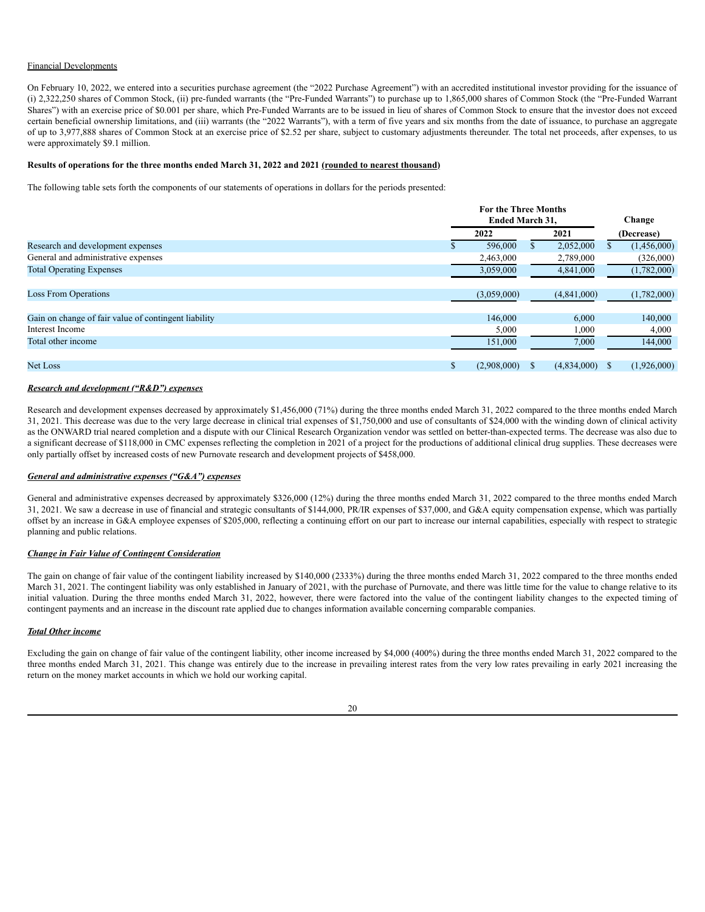Financial Developments

On February 10, 2022, we entered into a securities purchase agreement (the "2022 Purchase Agreement") with an accredited institutional investor providing for the issuance of (i) 2,322,250 shares of Common Stock, (ii) pre-funded warrants (the "Pre-Funded Warrants") to purchase up to 1,865,000 shares of Common Stock (the "Pre-Funded Warrant Shares") with an exercise price of $0.001 per share, which Pre-Funded Warrants are to be issued in lieu of shares of Common Stock to ensure that the investor does not exceed certain beneficial ownership limitations, and (iii) warrants (the "2022 Warrants"), with a term of five years and six months from the date of issuance, to purchase an aggregate of up to 3,977,888 shares of Common Stock at an exercise price of $2.52 per share, subject to customary adjustments thereunder. The total net proceeds, after expenses, to us were approximately $9.1 million.

**Results of operations for the three months ended March 31, 2022 and 2021 (rounded to nearest thousand)**

The following table sets forth the components of our statements of operations in dollars for the periods presented:

| | For the Three Months Ended March 31, | | Change |
|---|---|---|---|
| | 2022 | 2021 | (Decrease) |
| Research and development expenses | $ 596,000 | $ 2,052,000 | $ (1,456,000) |
| General and administrative expenses | 2,463,000 | 2,789,000 | (326,000) |
| Total Operating Expenses | 3,059,000 | 4,841,000 | (1,782,000) |
| Loss From Operations | (3,059,000) | (4,841,000) | (1,782,000) |
| Gain on change of fair value of contingent liability | 146,000 | 6,000 | 140,000 |
| Interest Income | 5,000 | 1,000 | 4,000 |
| Total other income | 151,000 | 7,000 | 144,000 |
| Net Loss | $ (2,908,000) | $ (4,834,000) | $ (1,926,000) |

***Research and development ("R&D") expenses***

Research and development expenses decreased by approximately $1,456,000 (71%) during the three months ended March 31, 2022 compared to the three months ended March 31, 2021. This decrease was due to the very large decrease in clinical trial expenses of $1,750,000 and use of consultants of $24,000 with the winding down of clinical activity as the ONWARD trial neared completion and a dispute with our Clinical Research Organization vendor was settled on better-than-expected terms. The decrease was also due to a significant decrease of $118,000 in CMC expenses reflecting the completion in 2021 of a project for the productions of additional clinical drug supplies. These decreases were only partially offset by increased costs of new Purnovate research and development projects of $458,000.

***General and administrative expenses ("G&A") expenses***

General and administrative expenses decreased by approximately $326,000 (12%) during the three months ended March 31, 2022 compared to the three months ended March 31, 2021. We saw a decrease in use of financial and strategic consultants of $144,000, PR/IR expenses of $37,000, and G&A equity compensation expense, which was partially offset by an increase in G&A employee expenses of $205,000, reflecting a continuing effort on our part to increase our internal capabilities, especially with respect to strategic planning and public relations.

***Change in Fair Value of Contingent Consideration***

The gain on change of fair value of the contingent liability increased by $140,000 (2333%) during the three months ended March 31, 2022 compared to the three months ended March 31, 2021. The contingent liability was only established in January of 2021, with the purchase of Purnovate, and there was little time for the value to change relative to its initial valuation. During the three months ended March 31, 2022, however, there were factored into the value of the contingent liability changes to the expected timing of contingent payments and an increase in the discount rate applied due to changes information available concerning comparable companies.

***Total Other income***

Excluding the gain on change of fair value of the contingent liability, other income increased by $4,000 (400%) during the three months ended March 31, 2022 compared to the three months ended March 31, 2021. This change was entirely due to the increase in prevailing interest rates from the very low rates prevailing in early 2021 increasing the return on the money market accounts in which we hold our working capital.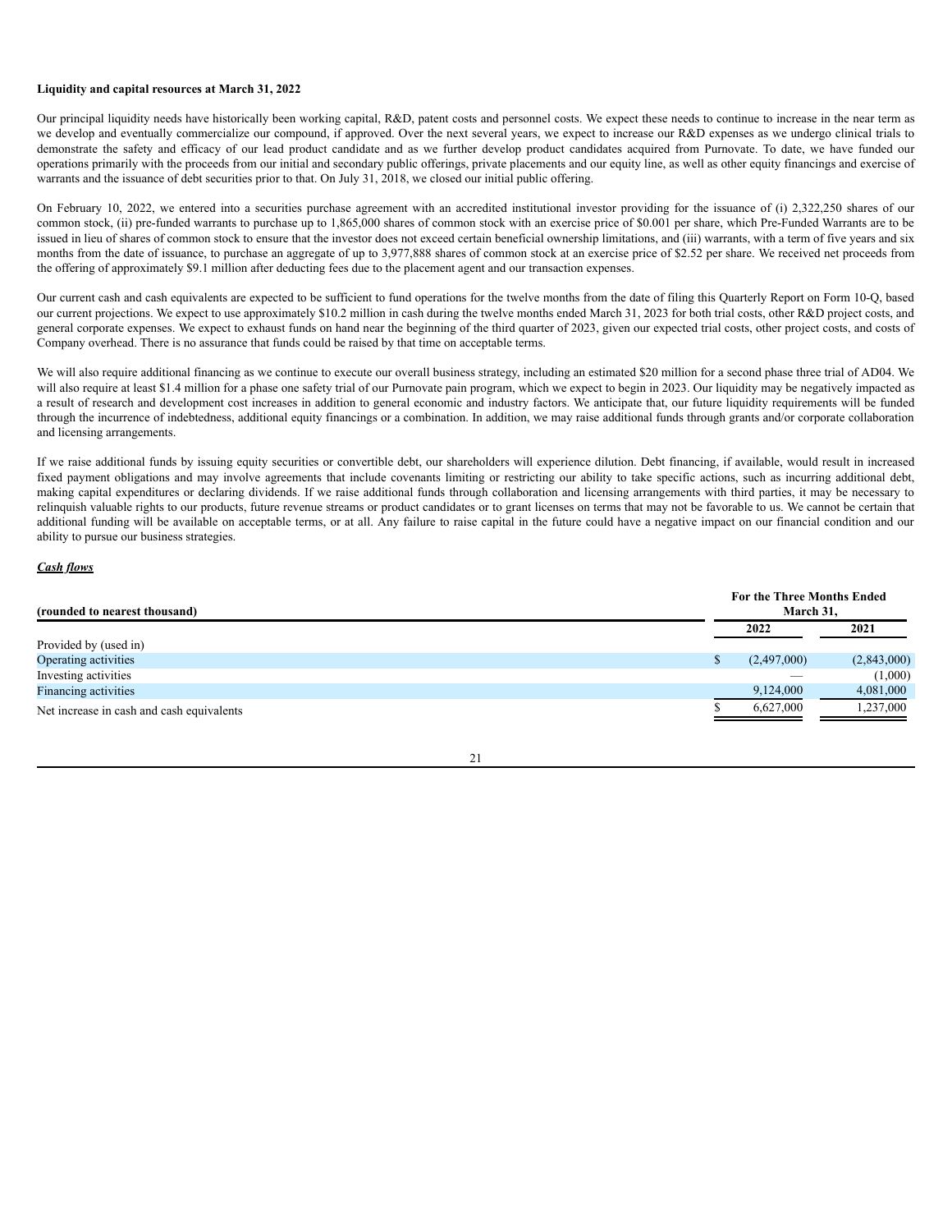**Liquidity and capital resources at March 31, 2022**

Our principal liquidity needs have historically been working capital, R&D, patent costs and personnel costs. We expect these needs to continue to increase in the near term as we develop and eventually commercialize our compound, if approved. Over the next several years, we expect to increase our R&D expenses as we undergo clinical trials to demonstrate the safety and efficacy of our lead product candidate and as we further develop product candidates acquired from Purnovate. To date, we have funded our operations primarily with the proceeds from our initial and secondary public offerings, private placements and our equity line, as well as other equity financings and exercise of warrants and the issuance of debt securities prior to that. On July 31, 2018, we closed our initial public offering.

On February 10, 2022, we entered into a securities purchase agreement with an accredited institutional investor providing for the issuance of (i) 2,322,250 shares of our common stock, (ii) pre-funded warrants to purchase up to 1,865,000 shares of common stock with an exercise price of $0.001 per share, which Pre-Funded Warrants are to be issued in lieu of shares of common stock to ensure that the investor does not exceed certain beneficial ownership limitations, and (iii) warrants, with a term of five years and six months from the date of issuance, to purchase an aggregate of up to 3,977,888 shares of common stock at an exercise price of $2.52 per share. We received net proceeds from the offering of approximately $9.1 million after deducting fees due to the placement agent and our transaction expenses.

Our current cash and cash equivalents are expected to be sufficient to fund operations for the twelve months from the date of filing this Quarterly Report on Form 10-Q, based our current projections. We expect to use approximately $10.2 million in cash during the twelve months ended March 31, 2023 for both trial costs, other R&D project costs, and general corporate expenses. We expect to exhaust funds on hand near the beginning of the third quarter of 2023, given our expected trial costs, other project costs, and costs of Company overhead. There is no assurance that funds could be raised by that time on acceptable terms.

We will also require additional financing as we continue to execute our overall business strategy, including an estimated $20 million for a second phase three trial of AD04. We will also require at least $1.4 million for a phase one safety trial of our Purnovate pain program, which we expect to begin in 2023. Our liquidity may be negatively impacted as a result of research and development cost increases in addition to general economic and industry factors. We anticipate that, our future liquidity requirements will be funded through the incurrence of indebtedness, additional equity financings or a combination. In addition, we may raise additional funds through grants and/or corporate collaboration and licensing arrangements.

If we raise additional funds by issuing equity securities or convertible debt, our shareholders will experience dilution. Debt financing, if available, would result in increased fixed payment obligations and may involve agreements that include covenants limiting or restricting our ability to take specific actions, such as incurring additional debt, making capital expenditures or declaring dividends. If we raise additional funds through collaboration and licensing arrangements with third parties, it may be necessary to relinquish valuable rights to our products, future revenue streams or product candidates or to grant licenses on terms that may not be favorable to us. We cannot be certain that additional funding will be available on acceptable terms, or at all. Any failure to raise capital in the future could have a negative impact on our financial condition and our ability to pursue our business strategies.

***Cash flows***

| (rounded to nearest thousand) | For the Three Months Ended March 31, | |
|---|---|---|
| | 2022 | 2021 |
| Provided by (used in) | | |
| Operating activities | $ (2,497,000) | (2,843,000) |
| Investing activities | — | (1,000) |
| Financing activities | 9,124,000 | 4,081,000 |
| Net increase in cash and cash equivalents | $ 6,627,000 | 1,237,000 |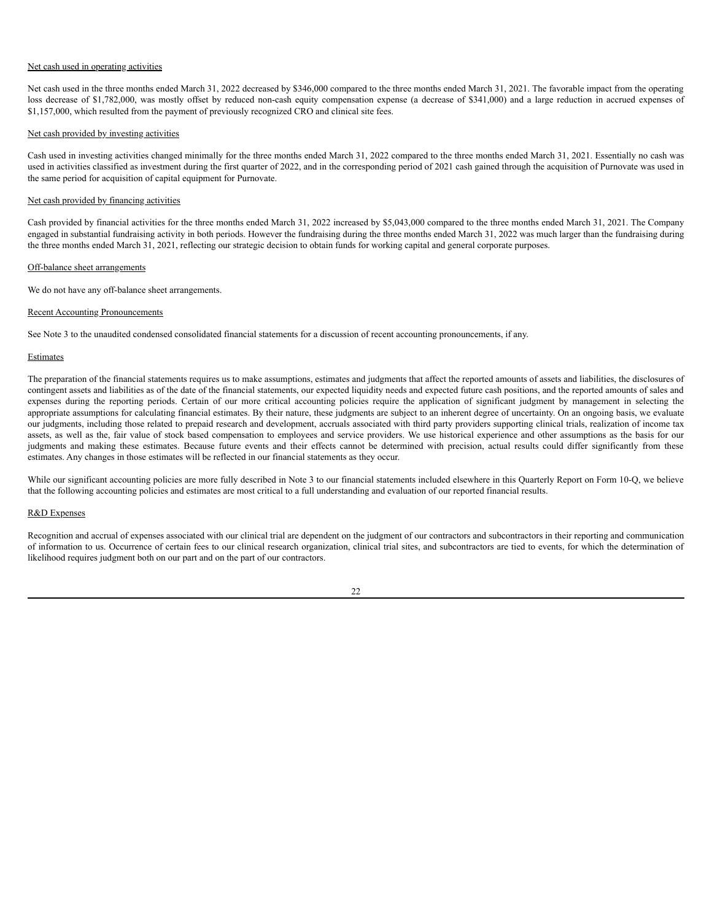Net cash used in operating activities

Net cash used in the three months ended March 31, 2022 decreased by $346,000 compared to the three months ended March 31, 2021. The favorable impact from the operating loss decrease of $1,782,000, was mostly offset by reduced non-cash equity compensation expense (a decrease of $341,000) and a large reduction in accrued expenses of $1,157,000, which resulted from the payment of previously recognized CRO and clinical site fees.

Net cash provided by investing activities

Cash used in investing activities changed minimally for the three months ended March 31, 2022 compared to the three months ended March 31, 2021. Essentially no cash was used in activities classified as investment during the first quarter of 2022, and in the corresponding period of 2021 cash gained through the acquisition of Purnovate was used in the same period for acquisition of capital equipment for Purnovate.

Net cash provided by financing activities

Cash provided by financial activities for the three months ended March 31, 2022 increased by $5,043,000 compared to the three months ended March 31, 2021. The Company engaged in substantial fundraising activity in both periods. However the fundraising during the three months ended March 31, 2022 was much larger than the fundraising during the three months ended March 31, 2021, reflecting our strategic decision to obtain funds for working capital and general corporate purposes.

Off-balance sheet arrangements

We do not have any off-balance sheet arrangements.

Recent Accounting Pronouncements

See Note 3 to the unaudited condensed consolidated financial statements for a discussion of recent accounting pronouncements, if any.

Estimates

The preparation of the financial statements requires us to make assumptions, estimates and judgments that affect the reported amounts of assets and liabilities, the disclosures of contingent assets and liabilities as of the date of the financial statements, our expected liquidity needs and expected future cash positions, and the reported amounts of sales and expenses during the reporting periods. Certain of our more critical accounting policies require the application of significant judgment by management in selecting the appropriate assumptions for calculating financial estimates. By their nature, these judgments are subject to an inherent degree of uncertainty. On an ongoing basis, we evaluate our judgments, including those related to prepaid research and development, accruals associated with third party providers supporting clinical trials, realization of income tax assets, as well as the, fair value of stock based compensation to employees and service providers. We use historical experience and other assumptions as the basis for our judgments and making these estimates. Because future events and their effects cannot be determined with precision, actual results could differ significantly from these estimates. Any changes in those estimates will be reflected in our financial statements as they occur.

While our significant accounting policies are more fully described in Note 3 to our financial statements included elsewhere in this Quarterly Report on Form 10-Q, we believe that the following accounting policies and estimates are most critical to a full understanding and evaluation of our reported financial results.

R&D Expenses

Recognition and accrual of expenses associated with our clinical trial are dependent on the judgment of our contractors and subcontractors in their reporting and communication of information to us. Occurrence of certain fees to our clinical research organization, clinical trial sites, and subcontractors are tied to events, for which the determination of likelihood requires judgment both on our part and on the part of our contractors.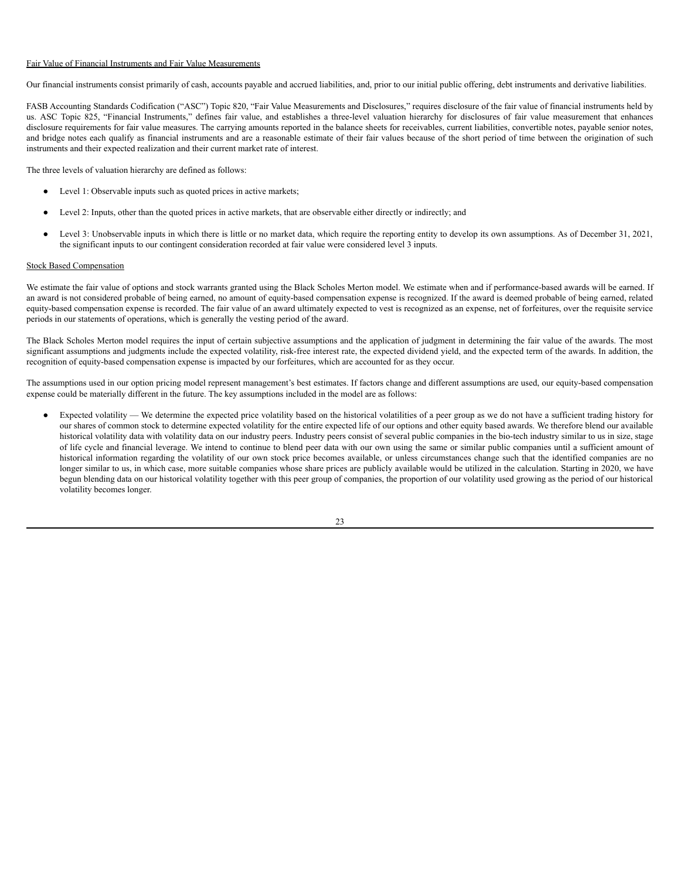Fair Value of Financial Instruments and Fair Value Measurements

Our financial instruments consist primarily of cash, accounts payable and accrued liabilities, and, prior to our initial public offering, debt instruments and derivative liabilities.

FASB Accounting Standards Codification ("ASC") Topic 820, "Fair Value Measurements and Disclosures," requires disclosure of the fair value of financial instruments held by us. ASC Topic 825, "Financial Instruments," defines fair value, and establishes a three-level valuation hierarchy for disclosures of fair value measurement that enhances disclosure requirements for fair value measures. The carrying amounts reported in the balance sheets for receivables, current liabilities, convertible notes, payable senior notes, and bridge notes each qualify as financial instruments and are a reasonable estimate of their fair values because of the short period of time between the origination of such instruments and their expected realization and their current market rate of interest.

The three levels of valuation hierarchy are defined as follows:

- Level 1: Observable inputs such as quoted prices in active markets;
- Level 2: Inputs, other than the quoted prices in active markets, that are observable either directly or indirectly; and
- Level 3: Unobservable inputs in which there is little or no market data, which require the reporting entity to develop its own assumptions. As of December 31, 2021, the significant inputs to our contingent consideration recorded at fair value were considered level 3 inputs.

Stock Based Compensation

We estimate the fair value of options and stock warrants granted using the Black Scholes Merton model. We estimate when and if performance-based awards will be earned. If an award is not considered probable of being earned, no amount of equity-based compensation expense is recognized. If the award is deemed probable of being earned, related equity-based compensation expense is recorded. The fair value of an award ultimately expected to vest is recognized as an expense, net of forfeitures, over the requisite service periods in our statements of operations, which is generally the vesting period of the award.

The Black Scholes Merton model requires the input of certain subjective assumptions and the application of judgment in determining the fair value of the awards. The most significant assumptions and judgments include the expected volatility, risk-free interest rate, the expected dividend yield, and the expected term of the awards. In addition, the recognition of equity-based compensation expense is impacted by our forfeitures, which are accounted for as they occur.

The assumptions used in our option pricing model represent management's best estimates. If factors change and different assumptions are used, our equity-based compensation expense could be materially different in the future. The key assumptions included in the model are as follows:

- Expected volatility — We determine the expected price volatility based on the historical volatilities of a peer group as we do not have a sufficient trading history for our shares of common stock to determine expected volatility for the entire expected life of our options and other equity based awards. We therefore blend our available historical volatility data with volatility data on our industry peers. Industry peers consist of several public companies in the bio-tech industry similar to us in size, stage of life cycle and financial leverage. We intend to continue to blend peer data with our own using the same or similar public companies until a sufficient amount of historical information regarding the volatility of our own stock price becomes available, or unless circumstances change such that the identified companies are no longer similar to us, in which case, more suitable companies whose share prices are publicly available would be utilized in the calculation. Starting in 2020, we have begun blending data on our historical volatility together with this peer group of companies, the proportion of our volatility used growing as the period of our historical volatility becomes longer.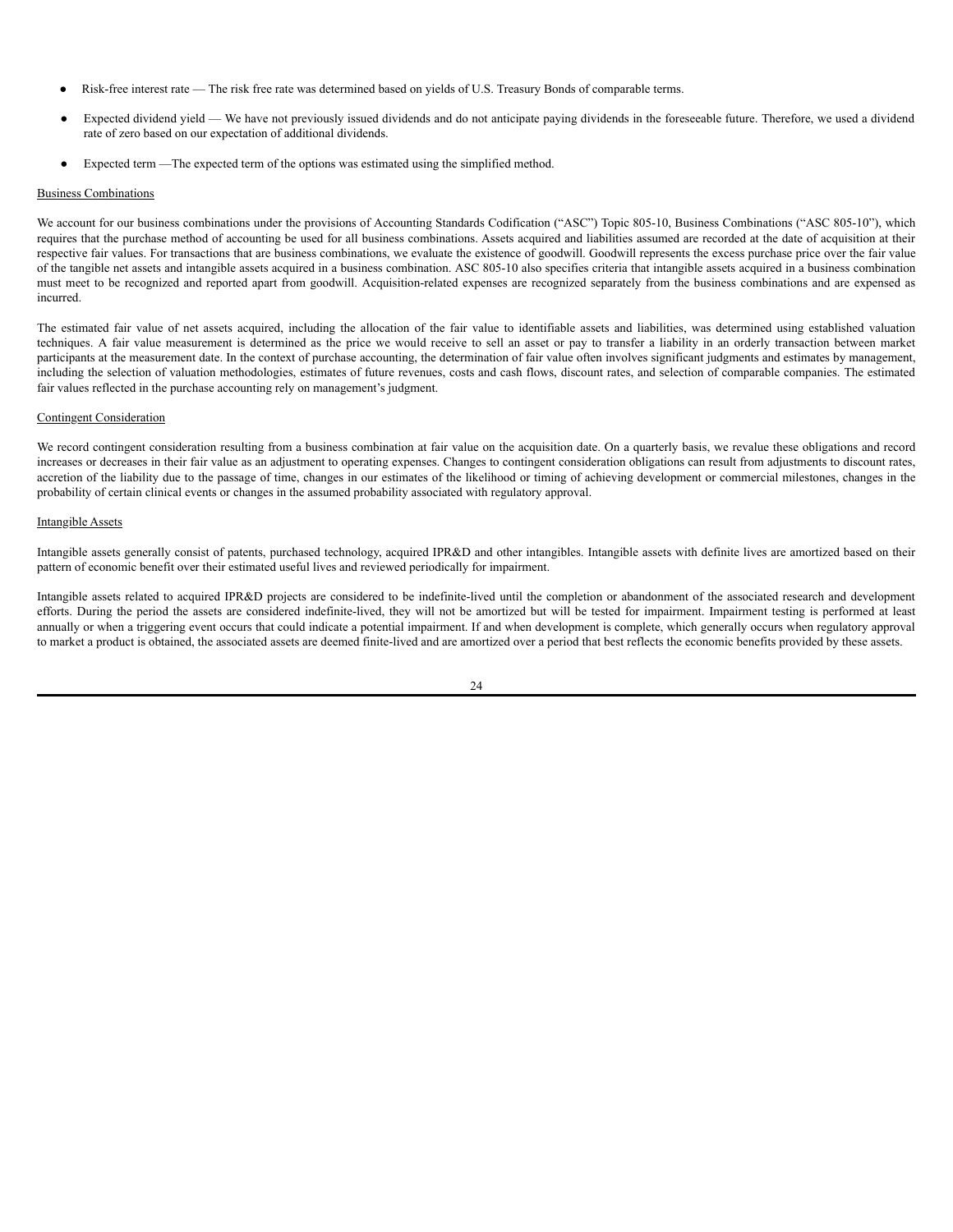- Risk-free interest rate — The risk free rate was determined based on yields of U.S. Treasury Bonds of comparable terms.
- Expected dividend yield — We have not previously issued dividends and do not anticipate paying dividends in the foreseeable future. Therefore, we used a dividend rate of zero based on our expectation of additional dividends.
- Expected term —The expected term of the options was estimated using the simplified method.

Business Combinations

We account for our business combinations under the provisions of Accounting Standards Codification ("ASC") Topic 805-10, Business Combinations ("ASC 805-10"), which requires that the purchase method of accounting be used for all business combinations. Assets acquired and liabilities assumed are recorded at the date of acquisition at their respective fair values. For transactions that are business combinations, we evaluate the existence of goodwill. Goodwill represents the excess purchase price over the fair value of the tangible net assets and intangible assets acquired in a business combination. ASC 805-10 also specifies criteria that intangible assets acquired in a business combination must meet to be recognized and reported apart from goodwill. Acquisition-related expenses are recognized separately from the business combinations and are expensed as incurred.

The estimated fair value of net assets acquired, including the allocation of the fair value to identifiable assets and liabilities, was determined using established valuation techniques. A fair value measurement is determined as the price we would receive to sell an asset or pay to transfer a liability in an orderly transaction between market participants at the measurement date. In the context of purchase accounting, the determination of fair value often involves significant judgments and estimates by management, including the selection of valuation methodologies, estimates of future revenues, costs and cash flows, discount rates, and selection of comparable companies. The estimated fair values reflected in the purchase accounting rely on management's judgment.

Contingent Consideration

We record contingent consideration resulting from a business combination at fair value on the acquisition date. On a quarterly basis, we revalue these obligations and record increases or decreases in their fair value as an adjustment to operating expenses. Changes to contingent consideration obligations can result from adjustments to discount rates, accretion of the liability due to the passage of time, changes in our estimates of the likelihood or timing of achieving development or commercial milestones, changes in the probability of certain clinical events or changes in the assumed probability associated with regulatory approval.

Intangible Assets

Intangible assets generally consist of patents, purchased technology, acquired IPR&D and other intangibles. Intangible assets with definite lives are amortized based on their pattern of economic benefit over their estimated useful lives and reviewed periodically for impairment.

Intangible assets related to acquired IPR&D projects are considered to be indefinite-lived until the completion or abandonment of the associated research and development efforts. During the period the assets are considered indefinite-lived, they will not be amortized but will be tested for impairment. Impairment testing is performed at least annually or when a triggering event occurs that could indicate a potential impairment. If and when development is complete, which generally occurs when regulatory approval to market a product is obtained, the associated assets are deemed finite-lived and are amortized over a period that best reflects the economic benefits provided by these assets.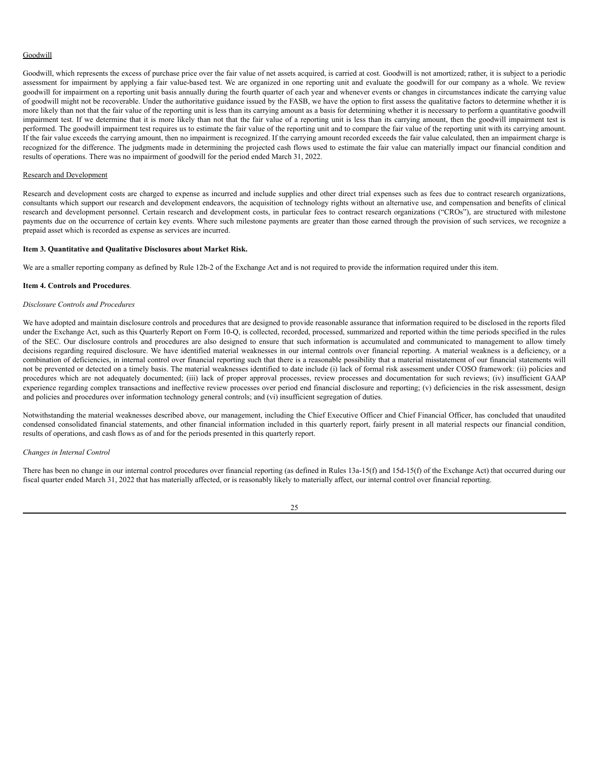Goodwill

Goodwill, which represents the excess of purchase price over the fair value of net assets acquired, is carried at cost. Goodwill is not amortized; rather, it is subject to a periodic assessment for impairment by applying a fair value-based test. We are organized in one reporting unit and evaluate the goodwill for our company as a whole. We review goodwill for impairment on a reporting unit basis annually during the fourth quarter of each year and whenever events or changes in circumstances indicate the carrying value of goodwill might not be recoverable. Under the authoritative guidance issued by the FASB, we have the option to first assess the qualitative factors to determine whether it is more likely than not that the fair value of the reporting unit is less than its carrying amount as a basis for determining whether it is necessary to perform a quantitative goodwill impairment test. If we determine that it is more likely than not that the fair value of a reporting unit is less than its carrying amount, then the goodwill impairment test is performed. The goodwill impairment test requires us to estimate the fair value of the reporting unit and to compare the fair value of the reporting unit with its carrying amount. If the fair value exceeds the carrying amount, then no impairment is recognized. If the carrying amount recorded exceeds the fair value calculated, then an impairment charge is recognized for the difference. The judgments made in determining the projected cash flows used to estimate the fair value can materially impact our financial condition and results of operations. There was no impairment of goodwill for the period ended March 31, 2022.

Research and Development

Research and development costs are charged to expense as incurred and include supplies and other direct trial expenses such as fees due to contract research organizations, consultants which support our research and development endeavors, the acquisition of technology rights without an alternative use, and compensation and benefits of clinical research and development personnel. Certain research and development costs, in particular fees to contract research organizations ("CROs"), are structured with milestone payments due on the occurrence of certain key events. Where such milestone payments are greater than those earned through the provision of such services, we recognize a prepaid asset which is recorded as expense as services are incurred.

**Item 3. Quantitative and Qualitative Disclosures about Market Risk.**

We are a smaller reporting company as defined by Rule 12b-2 of the Exchange Act and is not required to provide the information required under this item.

**Item 4. Controls and Procedures**.

*Disclosure Controls and Procedures*

We have adopted and maintain disclosure controls and procedures that are designed to provide reasonable assurance that information required to be disclosed in the reports filed under the Exchange Act, such as this Quarterly Report on Form 10-Q, is collected, recorded, processed, summarized and reported within the time periods specified in the rules of the SEC. Our disclosure controls and procedures are also designed to ensure that such information is accumulated and communicated to management to allow timely decisions regarding required disclosure. We have identified material weaknesses in our internal controls over financial reporting. A material weakness is a deficiency, or a combination of deficiencies, in internal control over financial reporting such that there is a reasonable possibility that a material misstatement of our financial statements will not be prevented or detected on a timely basis. The material weaknesses identified to date include (i) lack of formal risk assessment under COSO framework: (ii) policies and procedures which are not adequately documented; (iii) lack of proper approval processes, review processes and documentation for such reviews; (iv) insufficient GAAP experience regarding complex transactions and ineffective review processes over period end financial disclosure and reporting; (v) deficiencies in the risk assessment, design and policies and procedures over information technology general controls; and (vi) insufficient segregation of duties.

Notwithstanding the material weaknesses described above, our management, including the Chief Executive Officer and Chief Financial Officer, has concluded that unaudited condensed consolidated financial statements, and other financial information included in this quarterly report, fairly present in all material respects our financial condition, results of operations, and cash flows as of and for the periods presented in this quarterly report.

*Changes in Internal Control*

There has been no change in our internal control procedures over financial reporting (as defined in Rules 13a-15(f) and 15d-15(f) of the Exchange Act) that occurred during our fiscal quarter ended March 31, 2022 that has materially affected, or is reasonably likely to materially affect, our internal control over financial reporting.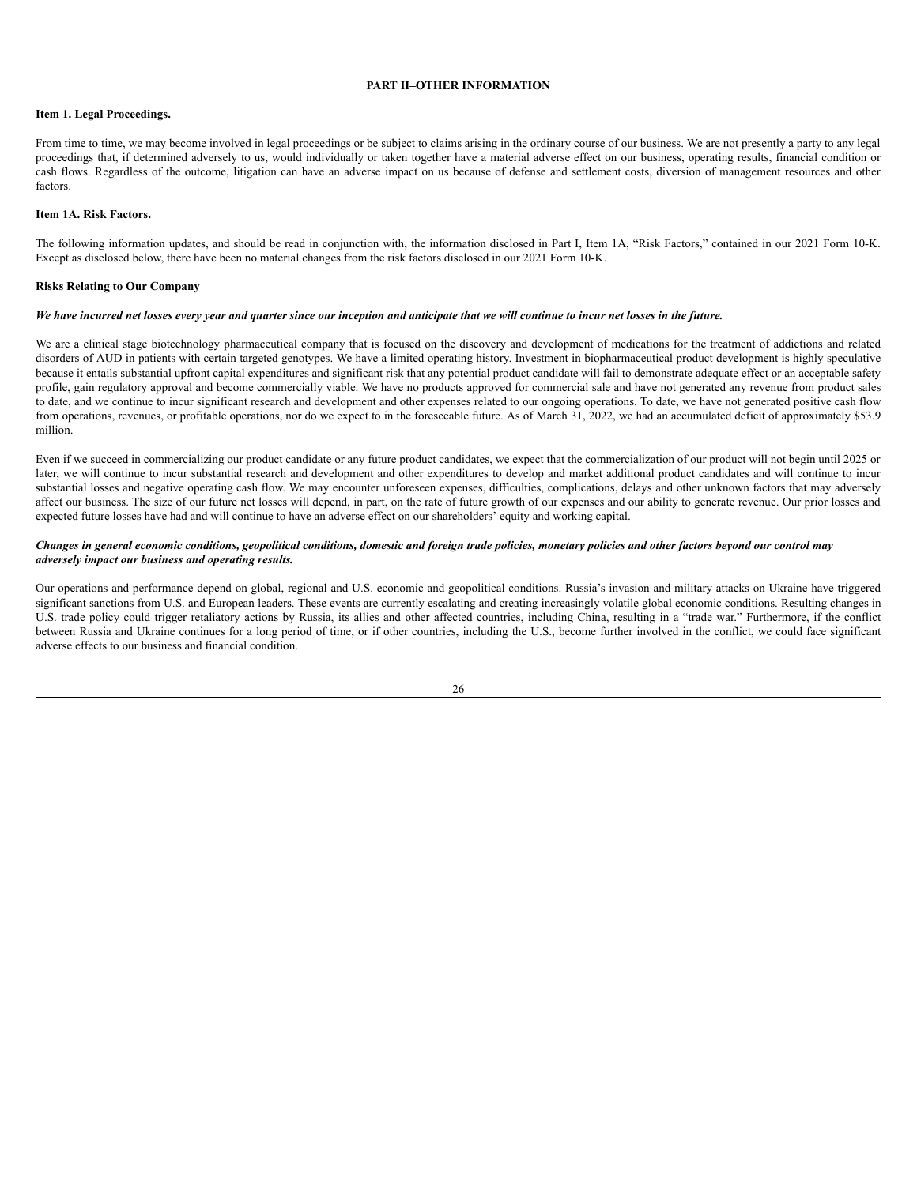## PART II–OTHER INFORMATION

### Item 1. Legal Proceedings.

From time to time, we may become involved in legal proceedings or be subject to claims arising in the ordinary course of our business. We are not presently a party to any legal proceedings that, if determined adversely to us, would individually or taken together have a material adverse effect on our business, operating results, financial condition or cash flows. Regardless of the outcome, litigation can have an adverse impact on us because of defense and settlement costs, diversion of management resources and other factors.

### Item 1A. Risk Factors.

The following information updates, and should be read in conjunction with, the information disclosed in Part I, Item 1A, "Risk Factors," contained in our 2021 Form 10-K. Except as disclosed below, there have been no material changes from the risk factors disclosed in our 2021 Form 10-K.

**Risks Relating to Our Company**

***We have incurred net losses every year and quarter since our inception and anticipate that we will continue to incur net losses in the future.***

We are a clinical stage biotechnology pharmaceutical company that is focused on the discovery and development of medications for the treatment of addictions and related disorders of AUD in patients with certain targeted genotypes. We have a limited operating history. Investment in biopharmaceutical product development is highly speculative because it entails substantial upfront capital expenditures and significant risk that any potential product candidate will fail to demonstrate adequate effect or an acceptable safety profile, gain regulatory approval and become commercially viable. We have no products approved for commercial sale and have not generated any revenue from product sales to date, and we continue to incur significant research and development and other expenses related to our ongoing operations. To date, we have not generated positive cash flow from operations, revenues, or profitable operations, nor do we expect to in the foreseeable future. As of March 31, 2022, we had an accumulated deficit of approximately $53.9 million.

Even if we succeed in commercializing our product candidate or any future product candidates, we expect that the commercialization of our product will not begin until 2025 or later, we will continue to incur substantial research and development and other expenditures to develop and market additional product candidates and will continue to incur substantial losses and negative operating cash flow. We may encounter unforeseen expenses, difficulties, complications, delays and other unknown factors that may adversely affect our business. The size of our future net losses will depend, in part, on the rate of future growth of our expenses and our ability to generate revenue. Our prior losses and expected future losses have had and will continue to have an adverse effect on our shareholders' equity and working capital.

***Changes in general economic conditions, geopolitical conditions, domestic and foreign trade policies, monetary policies and other factors beyond our control may adversely impact our business and operating results.***

Our operations and performance depend on global, regional and U.S. economic and geopolitical conditions. Russia's invasion and military attacks on Ukraine have triggered significant sanctions from U.S. and European leaders. These events are currently escalating and creating increasingly volatile global economic conditions. Resulting changes in U.S. trade policy could trigger retaliatory actions by Russia, its allies and other affected countries, including China, resulting in a "trade war." Furthermore, if the conflict between Russia and Ukraine continues for a long period of time, or if other countries, including the U.S., become further involved in the conflict, we could face significant adverse effects to our business and financial condition.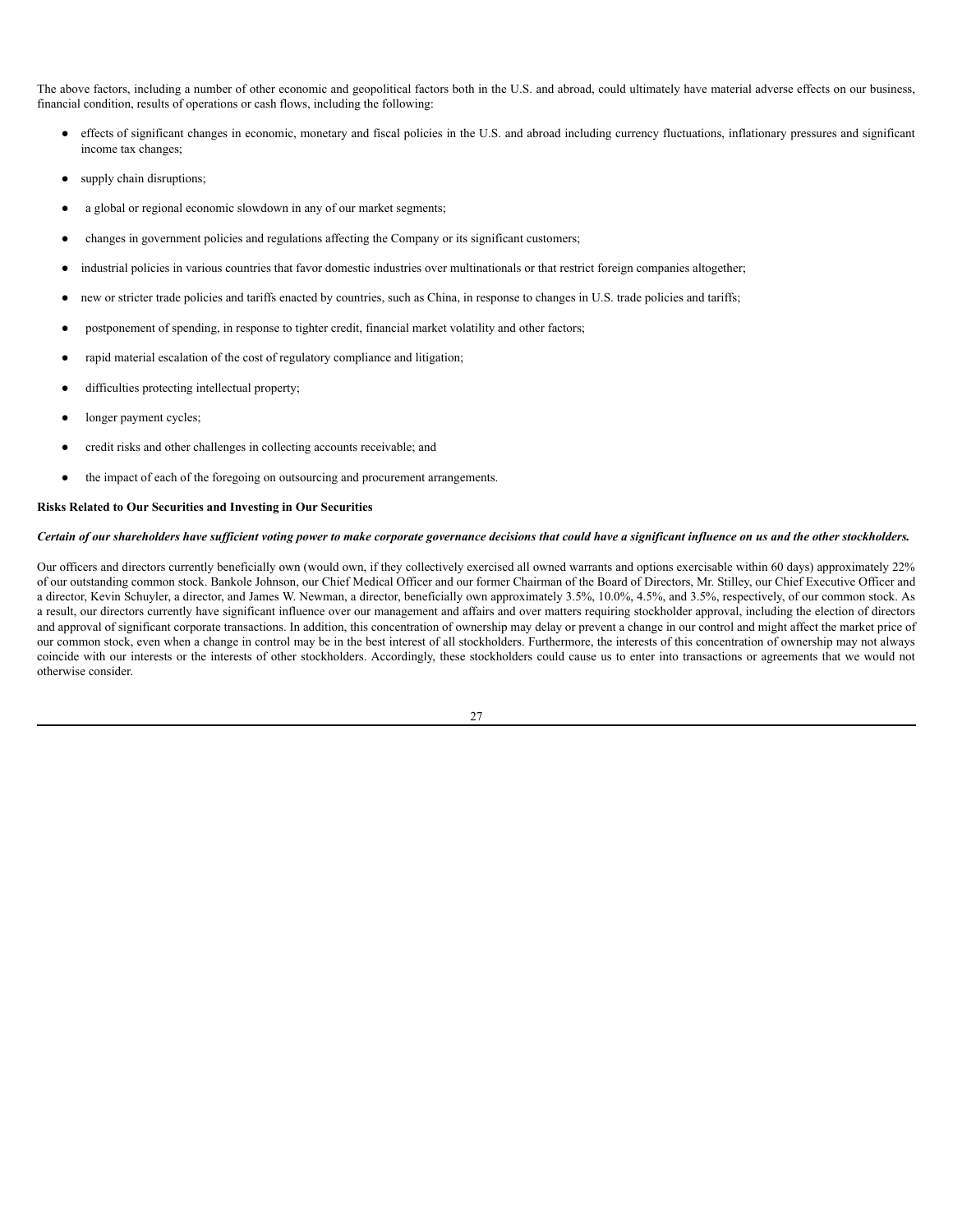The above factors, including a number of other economic and geopolitical factors both in the U.S. and abroad, could ultimately have material adverse effects on our business, financial condition, results of operations or cash flows, including the following:

- effects of significant changes in economic, monetary and fiscal policies in the U.S. and abroad including currency fluctuations, inflationary pressures and significant income tax changes;
- supply chain disruptions;
- a global or regional economic slowdown in any of our market segments;
- changes in government policies and regulations affecting the Company or its significant customers;
- industrial policies in various countries that favor domestic industries over multinationals or that restrict foreign companies altogether;
- new or stricter trade policies and tariffs enacted by countries, such as China, in response to changes in U.S. trade policies and tariffs;
- postponement of spending, in response to tighter credit, financial market volatility and other factors;
- rapid material escalation of the cost of regulatory compliance and litigation;
- difficulties protecting intellectual property;
- longer payment cycles;
- credit risks and other challenges in collecting accounts receivable; and
- the impact of each of the foregoing on outsourcing and procurement arrangements.

**Risks Related to Our Securities and Investing in Our Securities**

***Certain of our shareholders have sufficient voting power to make corporate governance decisions that could have a significant influence on us and the other stockholders.***

Our officers and directors currently beneficially own (would own, if they collectively exercised all owned warrants and options exercisable within 60 days) approximately 22% of our outstanding common stock. Bankole Johnson, our Chief Medical Officer and our former Chairman of the Board of Directors, Mr. Stilley, our Chief Executive Officer and a director, Kevin Schuyler, a director, and James W. Newman, a director, beneficially own approximately 3.5%, 10.0%, 4.5%, and 3.5%, respectively, of our common stock. As a result, our directors currently have significant influence over our management and affairs and over matters requiring stockholder approval, including the election of directors and approval of significant corporate transactions. In addition, this concentration of ownership may delay or prevent a change in our control and might affect the market price of our common stock, even when a change in control may be in the best interest of all stockholders. Furthermore, the interests of this concentration of ownership may not always coincide with our interests or the interests of other stockholders. Accordingly, these stockholders could cause us to enter into transactions or agreements that we would not otherwise consider.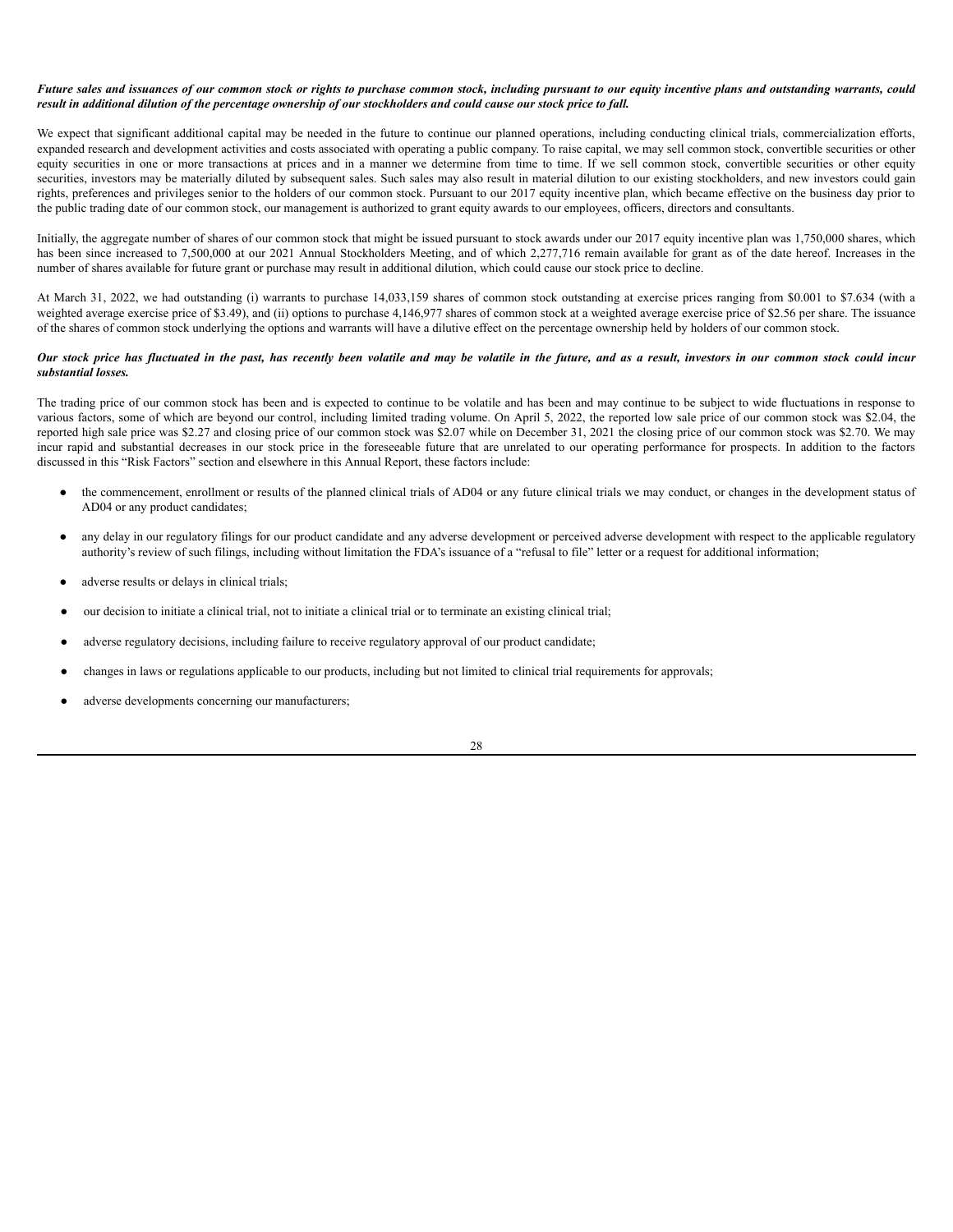***Future sales and issuances of our common stock or rights to purchase common stock, including pursuant to our equity incentive plans and outstanding warrants, could result in additional dilution of the percentage ownership of our stockholders and could cause our stock price to fall.***

We expect that significant additional capital may be needed in the future to continue our planned operations, including conducting clinical trials, commercialization efforts, expanded research and development activities and costs associated with operating a public company. To raise capital, we may sell common stock, convertible securities or other equity securities in one or more transactions at prices and in a manner we determine from time to time. If we sell common stock, convertible securities or other equity securities, investors may be materially diluted by subsequent sales. Such sales may also result in material dilution to our existing stockholders, and new investors could gain rights, preferences and privileges senior to the holders of our common stock. Pursuant to our 2017 equity incentive plan, which became effective on the business day prior to the public trading date of our common stock, our management is authorized to grant equity awards to our employees, officers, directors and consultants.

Initially, the aggregate number of shares of our common stock that might be issued pursuant to stock awards under our 2017 equity incentive plan was 1,750,000 shares, which has been since increased to 7,500,000 at our 2021 Annual Stockholders Meeting, and of which 2,277,716 remain available for grant as of the date hereof. Increases in the number of shares available for future grant or purchase may result in additional dilution, which could cause our stock price to decline.

At March 31, 2022, we had outstanding (i) warrants to purchase 14,033,159 shares of common stock outstanding at exercise prices ranging from $0.001 to $7.634 (with a weighted average exercise price of $3.49), and (ii) options to purchase 4,146,977 shares of common stock at a weighted average exercise price of $2.56 per share. The issuance of the shares of common stock underlying the options and warrants will have a dilutive effect on the percentage ownership held by holders of our common stock.

***Our stock price has fluctuated in the past, has recently been volatile and may be volatile in the future, and as a result, investors in our common stock could incur substantial losses.***

The trading price of our common stock has been and is expected to continue to be volatile and has been and may continue to be subject to wide fluctuations in response to various factors, some of which are beyond our control, including limited trading volume. On April 5, 2022, the reported low sale price of our common stock was $2.04, the reported high sale price was $2.27 and closing price of our common stock was $2.07 while on December 31, 2021 the closing price of our common stock was $2.70. We may incur rapid and substantial decreases in our stock price in the foreseeable future that are unrelated to our operating performance for prospects. In addition to the factors discussed in this "Risk Factors" section and elsewhere in this Annual Report, these factors include:

- the commencement, enrollment or results of the planned clinical trials of AD04 or any future clinical trials we may conduct, or changes in the development status of AD04 or any product candidates;
- any delay in our regulatory filings for our product candidate and any adverse development or perceived adverse development with respect to the applicable regulatory authority's review of such filings, including without limitation the FDA's issuance of a "refusal to file" letter or a request for additional information;
- adverse results or delays in clinical trials;
- our decision to initiate a clinical trial, not to initiate a clinical trial or to terminate an existing clinical trial;
- adverse regulatory decisions, including failure to receive regulatory approval of our product candidate;
- changes in laws or regulations applicable to our products, including but not limited to clinical trial requirements for approvals;
- adverse developments concerning our manufacturers;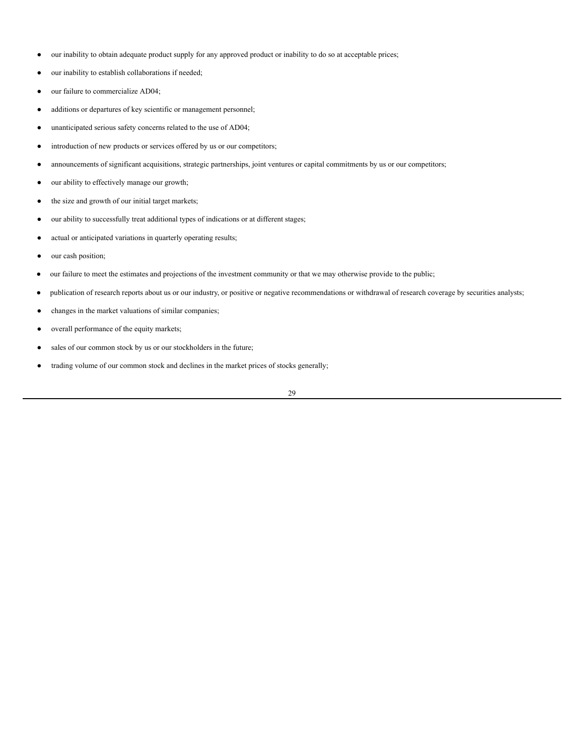- our inability to obtain adequate product supply for any approved product or inability to do so at acceptable prices;
- our inability to establish collaborations if needed;
- our failure to commercialize AD04;
- additions or departures of key scientific or management personnel;
- unanticipated serious safety concerns related to the use of AD04;
- introduction of new products or services offered by us or our competitors;
- announcements of significant acquisitions, strategic partnerships, joint ventures or capital commitments by us or our competitors;
- our ability to effectively manage our growth;
- the size and growth of our initial target markets;
- our ability to successfully treat additional types of indications or at different stages;
- actual or anticipated variations in quarterly operating results;
- our cash position;
- our failure to meet the estimates and projections of the investment community or that we may otherwise provide to the public;
- publication of research reports about us or our industry, or positive or negative recommendations or withdrawal of research coverage by securities analysts;
- changes in the market valuations of similar companies;
- overall performance of the equity markets;
- sales of our common stock by us or our stockholders in the future;
- trading volume of our common stock and declines in the market prices of stocks generally;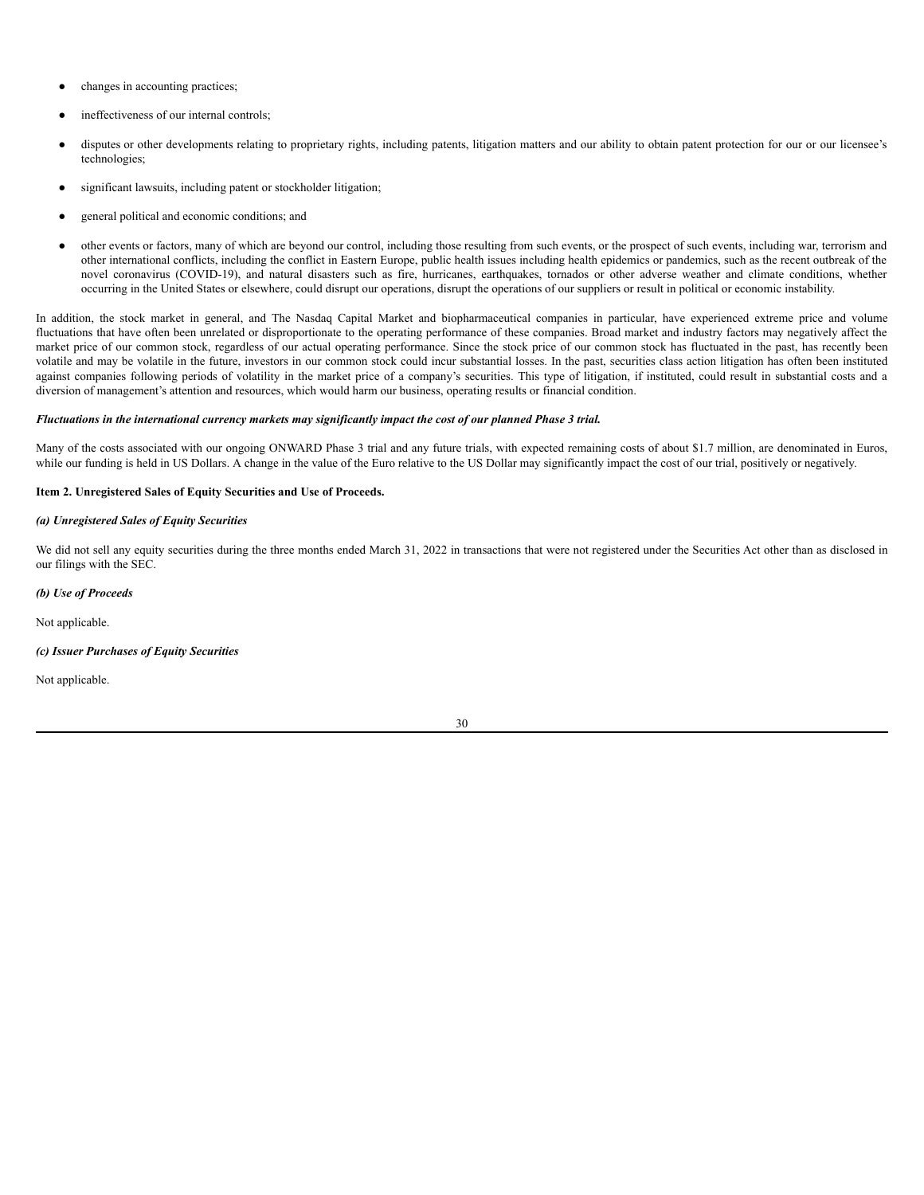- changes in accounting practices;
- ineffectiveness of our internal controls;
- disputes or other developments relating to proprietary rights, including patents, litigation matters and our ability to obtain patent protection for our or our licensee's technologies;
- significant lawsuits, including patent or stockholder litigation;
- general political and economic conditions; and
- other events or factors, many of which are beyond our control, including those resulting from such events, or the prospect of such events, including war, terrorism and other international conflicts, including the conflict in Eastern Europe, public health issues including health epidemics or pandemics, such as the recent outbreak of the novel coronavirus (COVID-19), and natural disasters such as fire, hurricanes, earthquakes, tornados or other adverse weather and climate conditions, whether occurring in the United States or elsewhere, could disrupt our operations, disrupt the operations of our suppliers or result in political or economic instability.

In addition, the stock market in general, and The Nasdaq Capital Market and biopharmaceutical companies in particular, have experienced extreme price and volume fluctuations that have often been unrelated or disproportionate to the operating performance of these companies. Broad market and industry factors may negatively affect the market price of our common stock, regardless of our actual operating performance. Since the stock price of our common stock has fluctuated in the past, has recently been volatile and may be volatile in the future, investors in our common stock could incur substantial losses. In the past, securities class action litigation has often been instituted against companies following periods of volatility in the market price of a company's securities. This type of litigation, if instituted, could result in substantial costs and a diversion of management's attention and resources, which would harm our business, operating results or financial condition.

***Fluctuations in the international currency markets may significantly impact the cost of our planned Phase 3 trial.***

Many of the costs associated with our ongoing ONWARD Phase 3 trial and any future trials, with expected remaining costs of about $1.7 million, are denominated in Euros, while our funding is held in US Dollars. A change in the value of the Euro relative to the US Dollar may significantly impact the cost of our trial, positively or negatively.

**Item 2. Unregistered Sales of Equity Securities and Use of Proceeds.**

***(a) Unregistered Sales of Equity Securities***

We did not sell any equity securities during the three months ended March 31, 2022 in transactions that were not registered under the Securities Act other than as disclosed in our filings with the SEC.

***(b) Use of Proceeds***

Not applicable.

***(c) Issuer Purchases of Equity Securities***

Not applicable.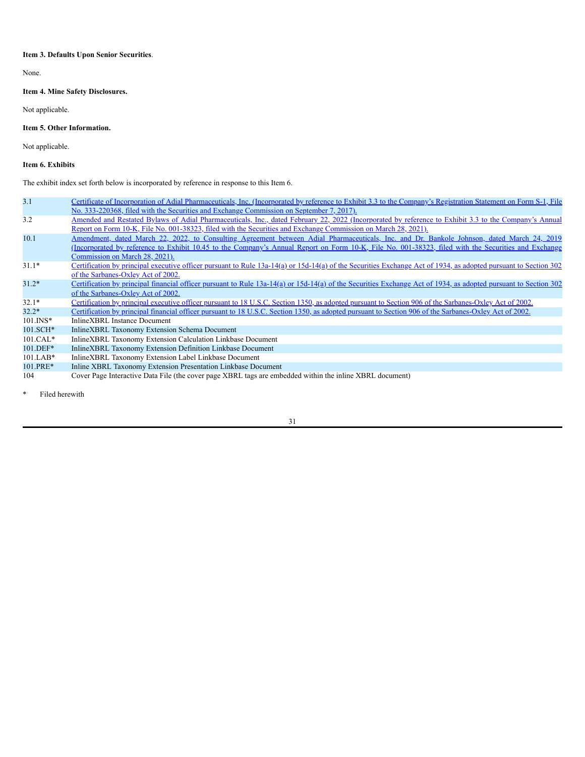**Item 3. Defaults Upon Senior Securities**.

None.

**Item 4. Mine Safety Disclosures.**

Not applicable.

**Item 5. Other Information.**

Not applicable.

**Item 6. Exhibits**

The exhibit index set forth below is incorporated by reference in response to this Item 6.

| | |
|---|---|
| 3.1 | Certificate of Incorporation of Adial Pharmaceuticals, Inc. (Incorporated by reference to Exhibit 3.3 to the Company's Registration Statement on Form S-1, File No. 333-220368, filed with the Securities and Exchange Commission on September 7, 2017). |
| 3.2 | Amended and Restated Bylaws of Adial Pharmaceuticals, Inc., dated February 22, 2022 (Incorporated by reference to Exhibit 3.3 to the Company's Annual Report on Form 10-K, File No. 001-38323, filed with the Securities and Exchange Commission on March 28, 2021). |
| 10.1 | Amendment, dated March 22, 2022, to Consulting Agreement between Adial Pharmaceuticals, Inc. and Dr. Bankole Johnson, dated March 24, 2019 (Incorporated by reference to Exhibit 10.45 to the Company's Annual Report on Form 10-K, File No. 001-38323, filed with the Securities and Exchange Commission on March 28, 2021). |
| 31.1* | Certification by principal executive officer pursuant to Rule 13a-14(a) or 15d-14(a) of the Securities Exchange Act of 1934, as adopted pursuant to Section 302 of the Sarbanes-Oxley Act of 2002. |
| 31.2* | Certification by principal financial officer pursuant to Rule 13a-14(a) or 15d-14(a) of the Securities Exchange Act of 1934, as adopted pursuant to Section 302 of the Sarbanes-Oxley Act of 2002. |
| 32.1* | Certification by principal executive officer pursuant to 18 U.S.C. Section 1350, as adopted pursuant to Section 906 of the Sarbanes-Oxley Act of 2002. |
| 32.2* | Certification by principal financial officer pursuant to 18 U.S.C. Section 1350, as adopted pursuant to Section 906 of the Sarbanes-Oxley Act of 2002. |
| 101.INS* | InlineXBRL Instance Document |
| 101.SCH* | InlineXBRL Taxonomy Extension Schema Document |
| 101.CAL* | InlineXBRL Taxonomy Extension Calculation Linkbase Document |
| 101.DEF* | InlineXBRL Taxonomy Extension Definition Linkbase Document |
| 101.LAB* | InlineXBRL Taxonomy Extension Label Linkbase Document |
| 101.PRE* | Inline XBRL Taxonomy Extension Presentation Linkbase Document |
| 104 | Cover Page Interactive Data File (the cover page XBRL tags are embedded within the inline XBRL document) |

\* Filed herewith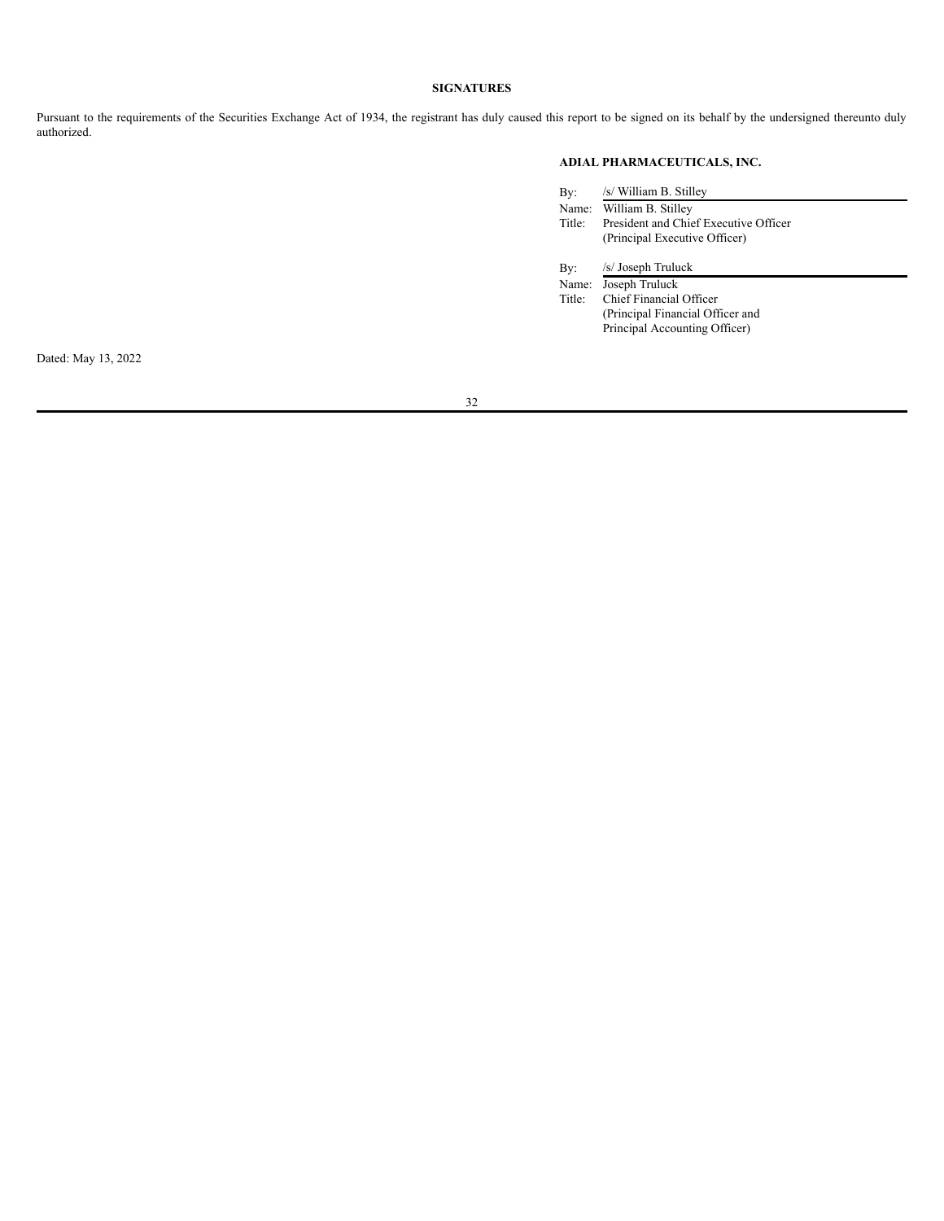## SIGNATURES

Pursuant to the requirements of the Securities Exchange Act of 1934, the registrant has duly caused this report to be signed on its behalf by the undersigned thereunto duly authorized.

**ADIAL PHARMACEUTICALS, INC.**

By: /s/ William B. Stilley
Name: William B. Stilley
Title: President and Chief Executive Officer
(Principal Executive Officer)

By: /s/ Joseph Truluck
Name: Joseph Truluck
Title: Chief Financial Officer
(Principal Financial Officer and
Principal Accounting Officer)

Dated: May 13, 2022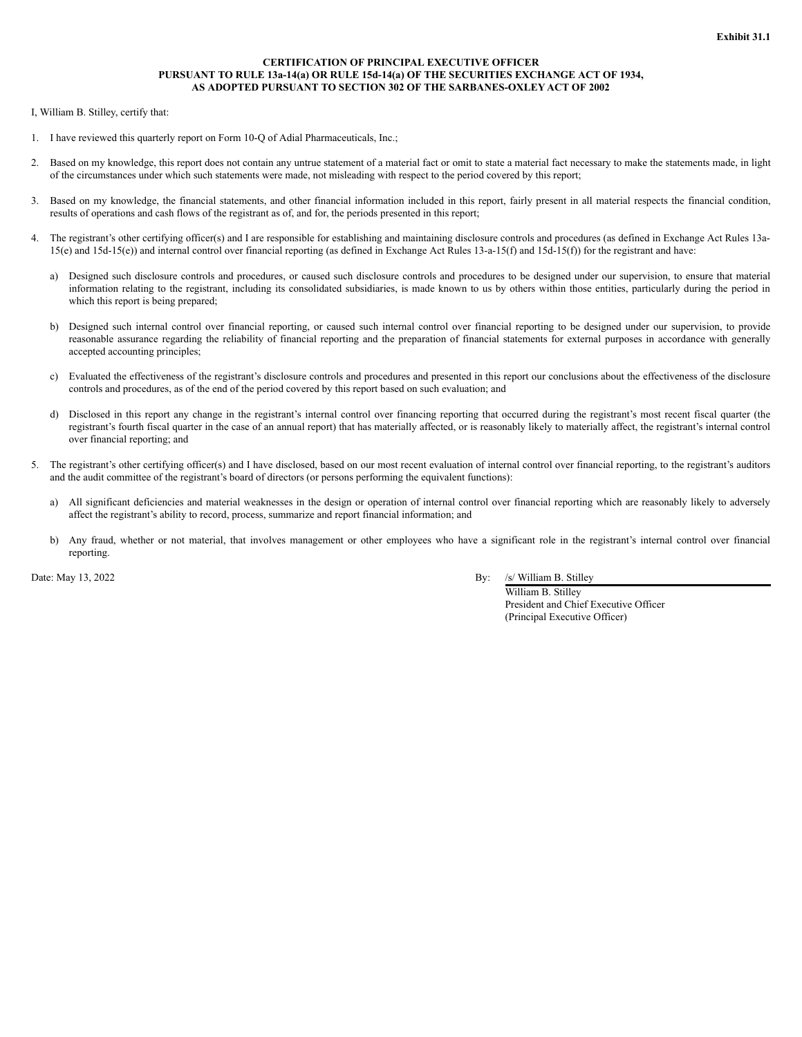**Exhibit 31.1**

**CERTIFICATION OF PRINCIPAL EXECUTIVE OFFICER**
**PURSUANT TO RULE 13a-14(a) OR RULE 15d-14(a) OF THE SECURITIES EXCHANGE ACT OF 1934,**
**AS ADOPTED PURSUANT TO SECTION 302 OF THE SARBANES-OXLEY ACT OF 2002**

I, William B. Stilley, certify that:

1. I have reviewed this quarterly report on Form 10-Q of Adial Pharmaceuticals, Inc.;

2. Based on my knowledge, this report does not contain any untrue statement of a material fact or omit to state a material fact necessary to make the statements made, in light of the circumstances under which such statements were made, not misleading with respect to the period covered by this report;

3. Based on my knowledge, the financial statements, and other financial information included in this report, fairly present in all material respects the financial condition, results of operations and cash flows of the registrant as of, and for, the periods presented in this report;

4. The registrant's other certifying officer(s) and I are responsible for establishing and maintaining disclosure controls and procedures (as defined in Exchange Act Rules 13a-15(e) and 15d-15(e)) and internal control over financial reporting (as defined in Exchange Act Rules 13-a-15(f) and 15d-15(f)) for the registrant and have:

   a) Designed such disclosure controls and procedures, or caused such disclosure controls and procedures to be designed under our supervision, to ensure that material information relating to the registrant, including its consolidated subsidiaries, is made known to us by others within those entities, particularly during the period in which this report is being prepared;

   b) Designed such internal control over financial reporting, or caused such internal control over financial reporting to be designed under our supervision, to provide reasonable assurance regarding the reliability of financial reporting and the preparation of financial statements for external purposes in accordance with generally accepted accounting principles;

   c) Evaluated the effectiveness of the registrant's disclosure controls and procedures and presented in this report our conclusions about the effectiveness of the disclosure controls and procedures, as of the end of the period covered by this report based on such evaluation; and

   d) Disclosed in this report any change in the registrant's internal control over financing reporting that occurred during the registrant's most recent fiscal quarter (the registrant's fourth fiscal quarter in the case of an annual report) that has materially affected, or is reasonably likely to materially affect, the registrant's internal control over financial reporting; and

5. The registrant's other certifying officer(s) and I have disclosed, based on our most recent evaluation of internal control over financial reporting, to the registrant's auditors and the audit committee of the registrant's board of directors (or persons performing the equivalent functions):

   a) All significant deficiencies and material weaknesses in the design or operation of internal control over financial reporting which are reasonably likely to adversely affect the registrant's ability to record, process, summarize and report financial information; and

   b) Any fraud, whether or not material, that involves management or other employees who have a significant role in the registrant's internal control over financial reporting.

Date: May 13, 2022

By: /s/ William B. Stilley
William B. Stilley
President and Chief Executive Officer
(Principal Executive Officer)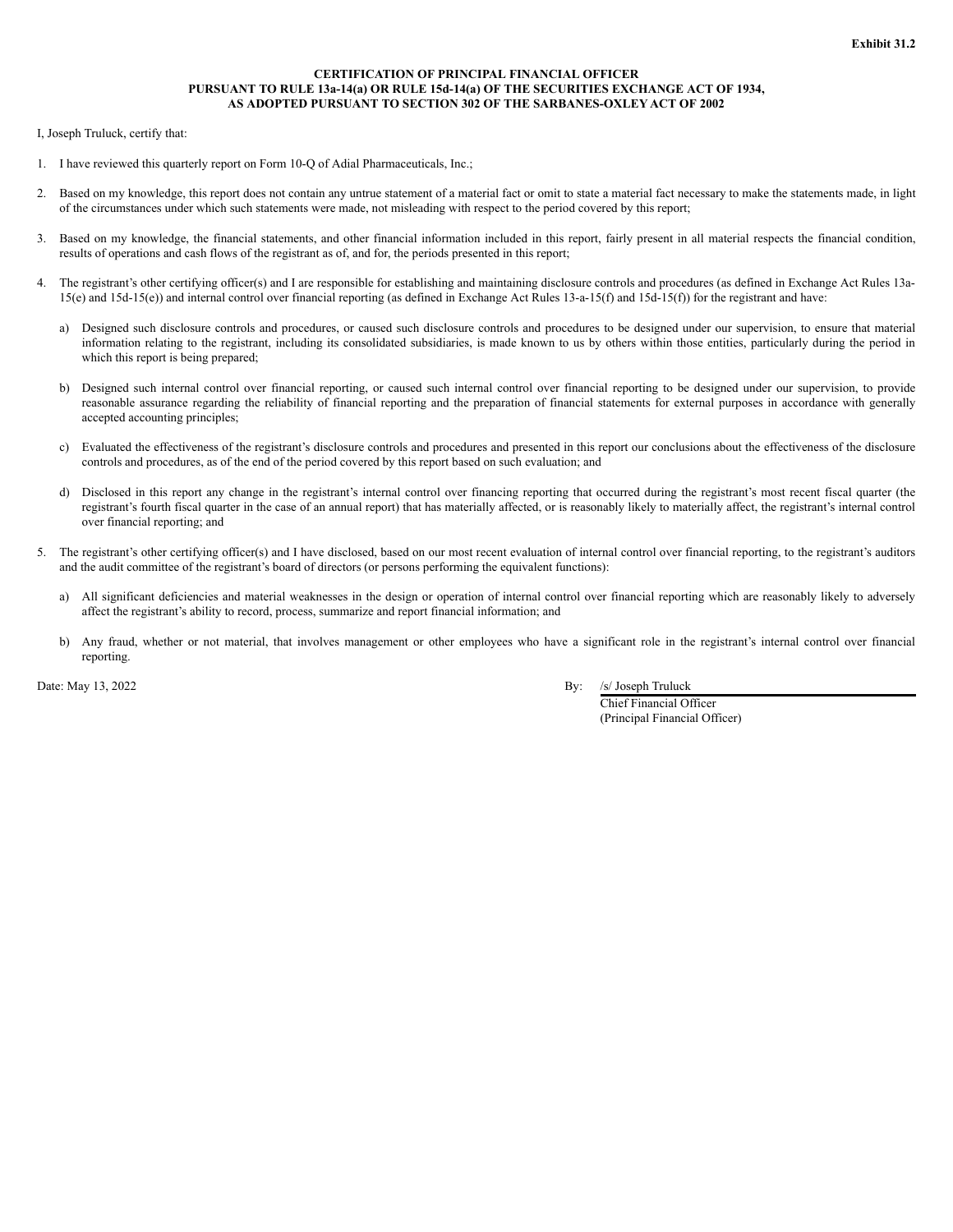**Exhibit 31.2**

**CERTIFICATION OF PRINCIPAL FINANCIAL OFFICER PURSUANT TO RULE 13a-14(a) OR RULE 15d-14(a) OF THE SECURITIES EXCHANGE ACT OF 1934, AS ADOPTED PURSUANT TO SECTION 302 OF THE SARBANES-OXLEY ACT OF 2002**

I, Joseph Truluck, certify that:

1. I have reviewed this quarterly report on Form 10-Q of Adial Pharmaceuticals, Inc.;

2. Based on my knowledge, this report does not contain any untrue statement of a material fact or omit to state a material fact necessary to make the statements made, in light of the circumstances under which such statements were made, not misleading with respect to the period covered by this report;

3. Based on my knowledge, the financial statements, and other financial information included in this report, fairly present in all material respects the financial condition, results of operations and cash flows of the registrant as of, and for, the periods presented in this report;

4. The registrant's other certifying officer(s) and I are responsible for establishing and maintaining disclosure controls and procedures (as defined in Exchange Act Rules 13a-15(e) and 15d-15(e)) and internal control over financial reporting (as defined in Exchange Act Rules 13-a-15(f) and 15d-15(f)) for the registrant and have:

   a) Designed such disclosure controls and procedures, or caused such disclosure controls and procedures to be designed under our supervision, to ensure that material information relating to the registrant, including its consolidated subsidiaries, is made known to us by others within those entities, particularly during the period in which this report is being prepared;

   b) Designed such internal control over financial reporting, or caused such internal control over financial reporting to be designed under our supervision, to provide reasonable assurance regarding the reliability of financial reporting and the preparation of financial statements for external purposes in accordance with generally accepted accounting principles;

   c) Evaluated the effectiveness of the registrant's disclosure controls and procedures and presented in this report our conclusions about the effectiveness of the disclosure controls and procedures, as of the end of the period covered by this report based on such evaluation; and

   d) Disclosed in this report any change in the registrant's internal control over financing reporting that occurred during the registrant's most recent fiscal quarter (the registrant's fourth fiscal quarter in the case of an annual report) that has materially affected, or is reasonably likely to materially affect, the registrant's internal control over financial reporting; and

5. The registrant's other certifying officer(s) and I have disclosed, based on our most recent evaluation of internal control over financial reporting, to the registrant's auditors and the audit committee of the registrant's board of directors (or persons performing the equivalent functions):

   a) All significant deficiencies and material weaknesses in the design or operation of internal control over financial reporting which are reasonably likely to adversely affect the registrant's ability to record, process, summarize and report financial information; and

   b) Any fraud, whether or not material, that involves management or other employees who have a significant role in the registrant's internal control over financial reporting.

Date: May 13, 2022

By: /s/ Joseph Truluck
Chief Financial Officer
(Principal Financial Officer)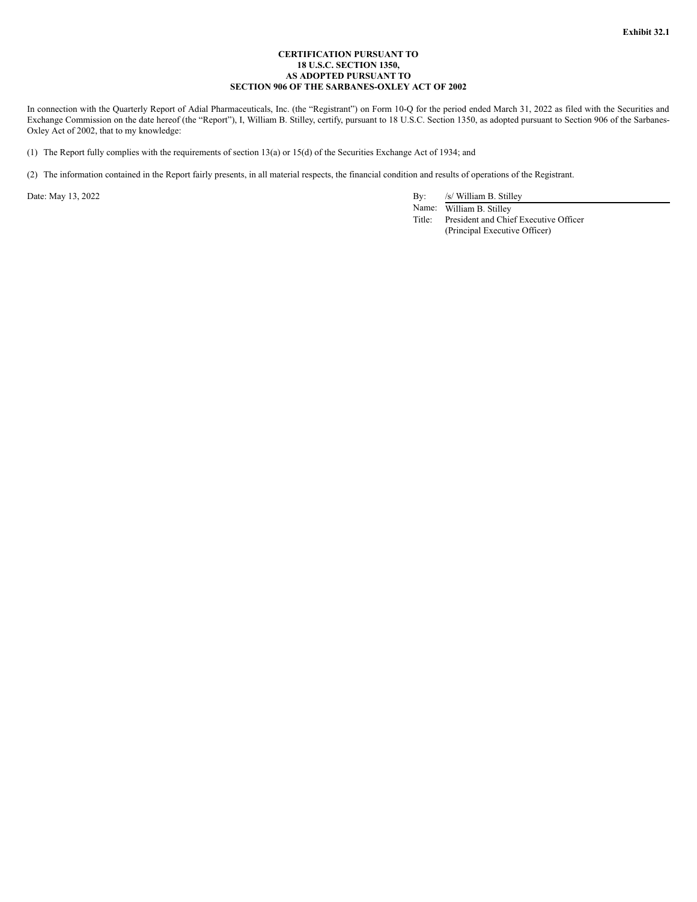**Exhibit 32.1**

**CERTIFICATION PURSUANT TO**
**18 U.S.C. SECTION 1350,**
**AS ADOPTED PURSUANT TO**
**SECTION 906 OF THE SARBANES-OXLEY ACT OF 2002**

In connection with the Quarterly Report of Adial Pharmaceuticals, Inc. (the "Registrant") on Form 10-Q for the period ended March 31, 2022 as filed with the Securities and Exchange Commission on the date hereof (the "Report"), I, William B. Stilley, certify, pursuant to 18 U.S.C. Section 1350, as adopted pursuant to Section 906 of the Sarbanes-Oxley Act of 2002, that to my knowledge:

(1) The Report fully complies with the requirements of section 13(a) or 15(d) of the Securities Exchange Act of 1934; and

(2) The information contained in the Report fairly presents, in all material respects, the financial condition and results of operations of the Registrant.

Date: May 13, 2022

By: /s/ William B. Stilley
Name: William B. Stilley
Title: President and Chief Executive Officer
(Principal Executive Officer)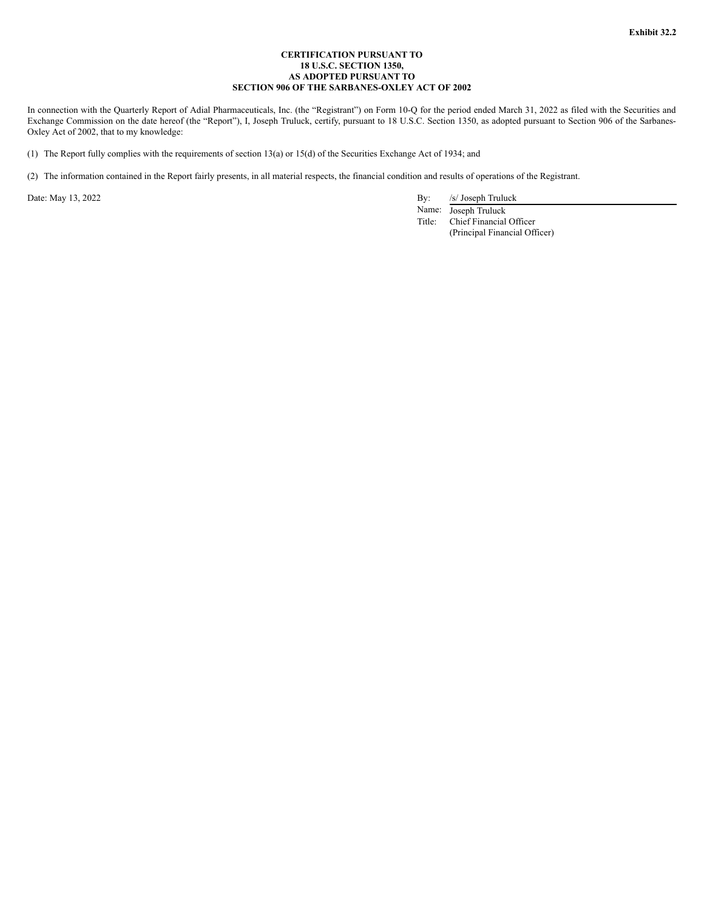**Exhibit 32.2**

**CERTIFICATION PURSUANT TO**
**18 U.S.C. SECTION 1350,**
**AS ADOPTED PURSUANT TO**
**SECTION 906 OF THE SARBANES-OXLEY ACT OF 2002**

In connection with the Quarterly Report of Adial Pharmaceuticals, Inc. (the "Registrant") on Form 10-Q for the period ended March 31, 2022 as filed with the Securities and Exchange Commission on the date hereof (the "Report"), I, Joseph Truluck, certify, pursuant to 18 U.S.C. Section 1350, as adopted pursuant to Section 906 of the Sarbanes-Oxley Act of 2002, that to my knowledge:

(1) The Report fully complies with the requirements of section 13(a) or 15(d) of the Securities Exchange Act of 1934; and

(2) The information contained in the Report fairly presents, in all material respects, the financial condition and results of operations of the Registrant.

Date: May 13, 2022

By: /s/ Joseph Truluck
Name: Joseph Truluck
Title: Chief Financial Officer
(Principal Financial Officer)